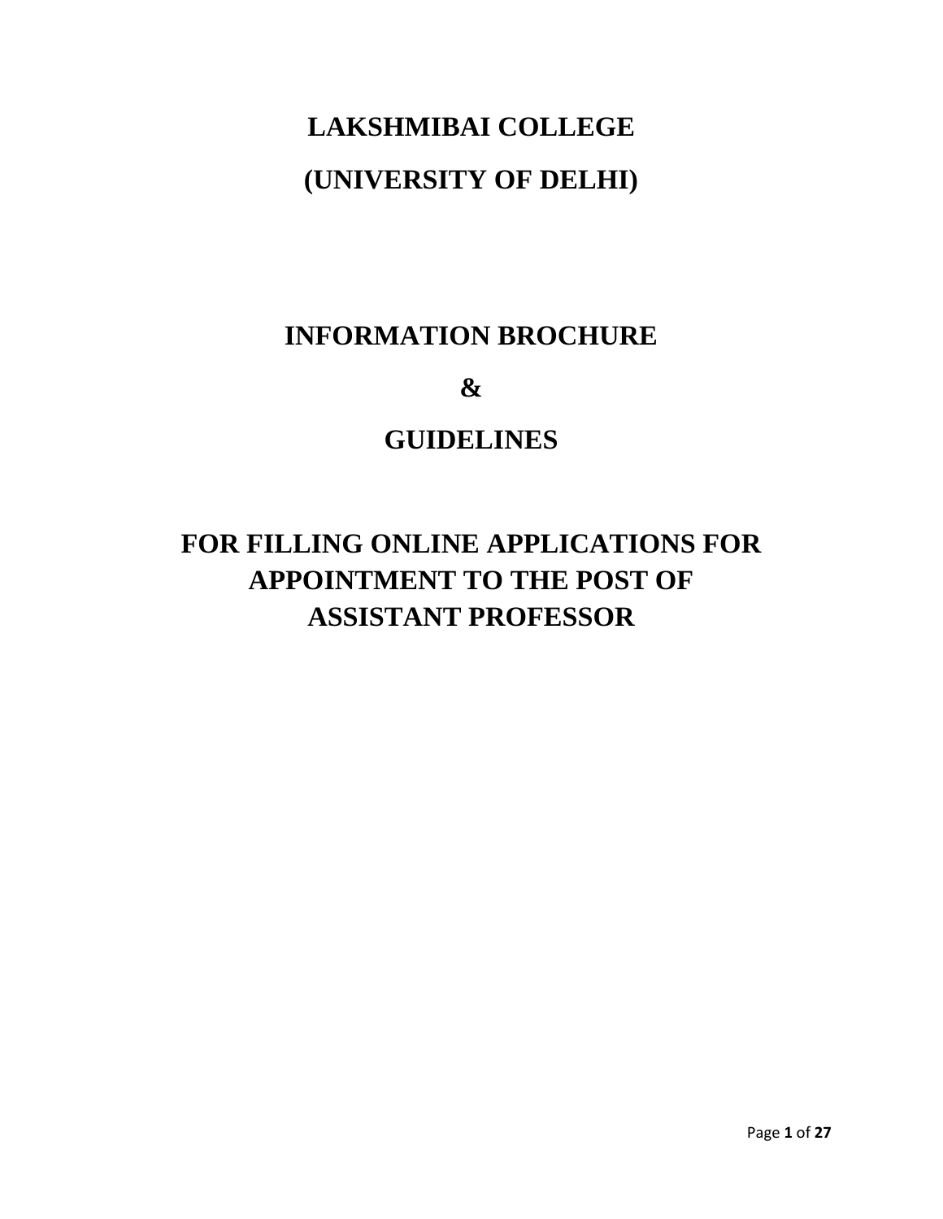# LAKSHMIBAI COLLEGE

# (UNIVERSITY OF DELHI)

# INFORMATION BROCHURE

# &

# GUIDELINES

## FOR FILLING ONLINE APPLICATIONS FOR APPOINTMENT TO THE POST OF ASSISTANT PROFESSOR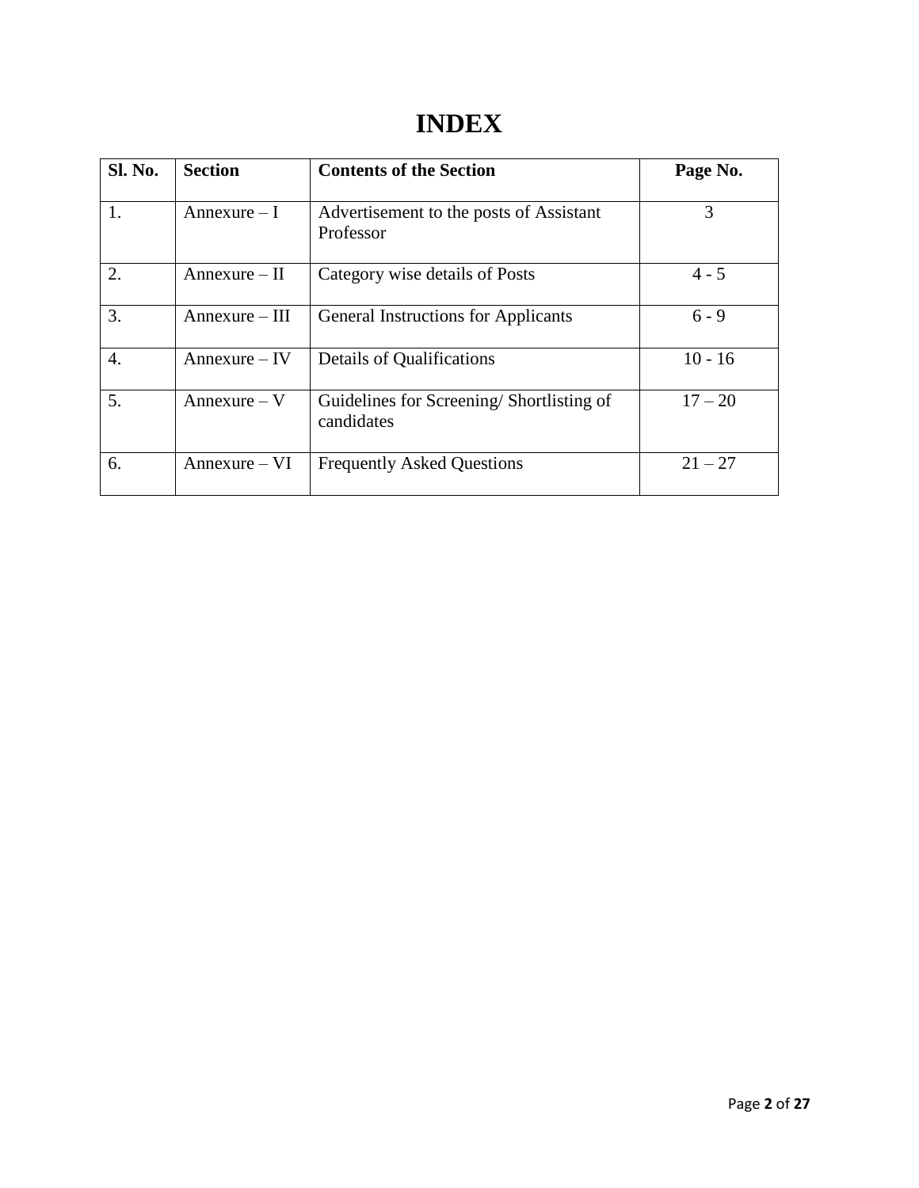# INDEX

| Sl. No. | Section | Contents of the Section | Page No. |
|---|---|---|---|
| 1. | Annexure – I | Advertisement to the posts of Assistant Professor | 3 |
| 2. | Annexure – II | Category wise details of Posts | 4 - 5 |
| 3. | Annexure – III | General Instructions for Applicants | 6 - 9 |
| 4. | Annexure – IV | Details of Qualifications | 10 - 16 |
| 5. | Annexure – V | Guidelines for Screening/ Shortlisting of candidates | 17 – 20 |
| 6. | Annexure – VI | Frequently Asked Questions | 21 – 27 |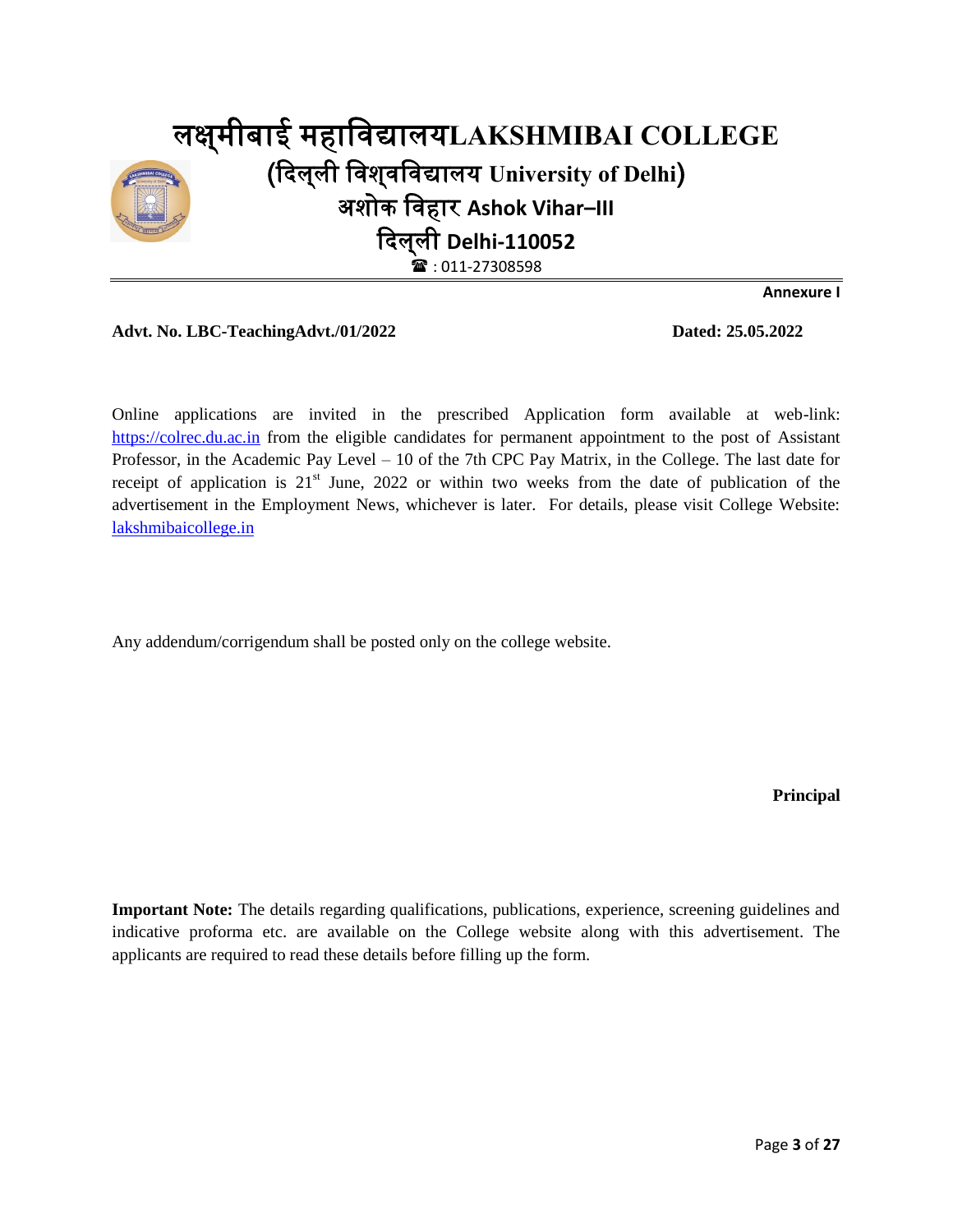# लक्ष्मीबाई महाविद्यालयLAKSHMIBAI COLLEGE

## (दिल्ली विश्वविद्यालय University of Delhi)

## अशोक विहार Ashok Vihar–III

## दिल्ली Delhi-110052

☎ : 011-27308598

**Annexure I**

**Advt. No. LBC-TeachingAdvt./01/2022** **Dated: 25.05.2022**

Online applications are invited in the prescribed Application form available at web-link: https://colrec.du.ac.in from the eligible candidates for permanent appointment to the post of Assistant Professor, in the Academic Pay Level – 10 of the 7th CPC Pay Matrix, in the College. The last date for receipt of application is 21st June, 2022 or within two weeks from the date of publication of the advertisement in the Employment News, whichever is later. For details, please visit College Website: lakshmibaicollege.in

Any addendum/corrigendum shall be posted only on the college website.

**Principal**

**Important Note:** The details regarding qualifications, publications, experience, screening guidelines and indicative proforma etc. are available on the College website along with this advertisement. The applicants are required to read these details before filling up the form.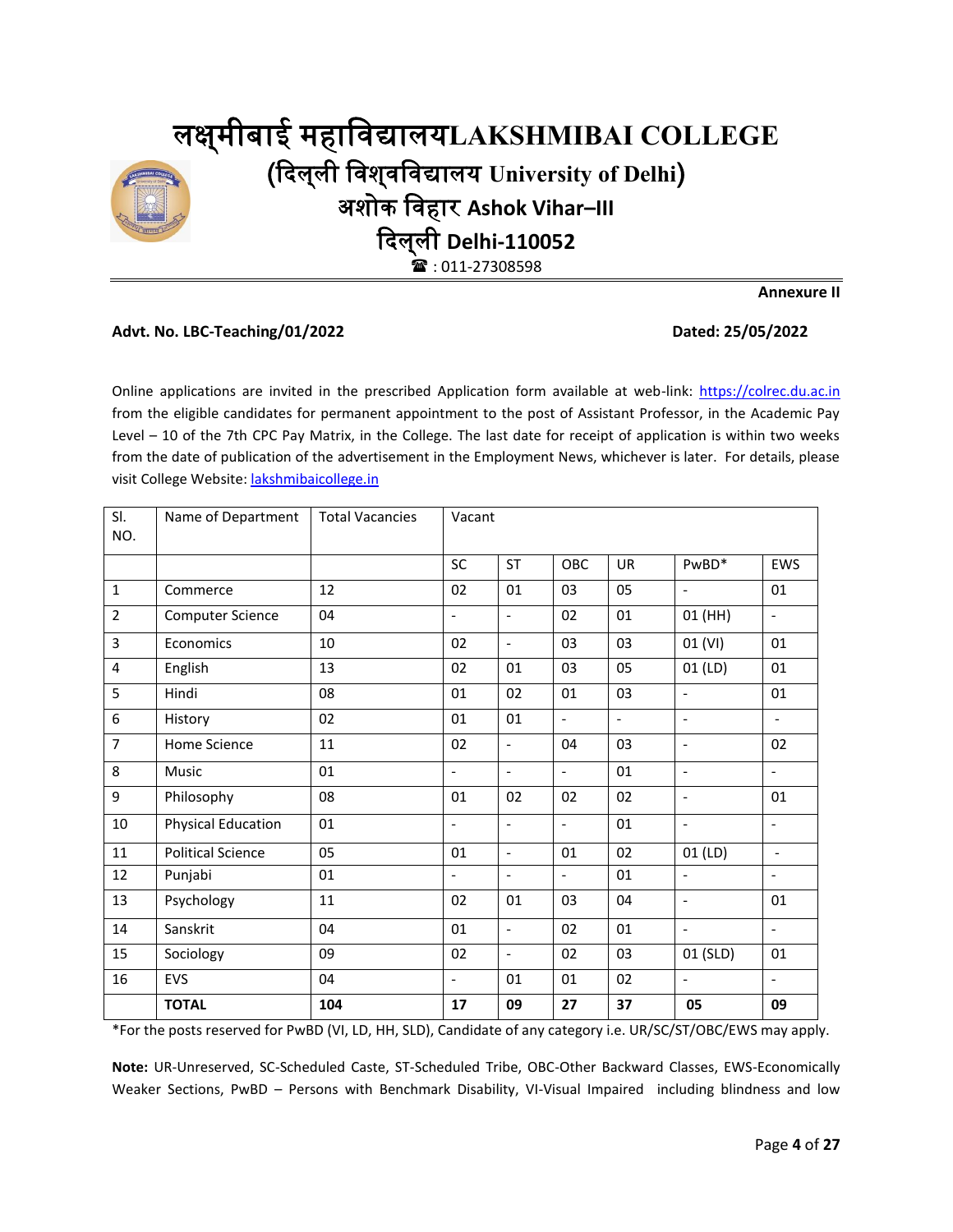# लक्ष्मीबाई महाविद्यालयLAKSHMIBAI COLLEGE

## (दिल्ली विश्वविद्यालय University of Delhi)

## अशोक विहार Ashok Vihar–III

## दिल्ली Delhi-110052

☎ : 011-27308598

**Annexure II**

**Advt. No. LBC-Teaching/01/2022** **Dated: 25/05/2022**

Online applications are invited in the prescribed Application form available at web-link: https://colrec.du.ac.in from the eligible candidates for permanent appointment to the post of Assistant Professor, in the Academic Pay Level – 10 of the 7th CPC Pay Matrix, in the College. The last date for receipt of application is within two weeks from the date of publication of the advertisement in the Employment News, whichever is later. For details, please visit College Website: lakshmibaicollege.in

| Sl. NO. | Name of Department | Total Vacancies | Vacant | | | | | |
|---|---|---|---|---|---|---|---|---|
| | | | SC | ST | OBC | UR | PwBD* | EWS |
| 1 | Commerce | 12 | 02 | 01 | 03 | 05 | - | 01 |
| 2 | Computer Science | 04 | - | - | 02 | 01 | 01 (HH) | - |
| 3 | Economics | 10 | 02 | - | 03 | 03 | 01 (VI) | 01 |
| 4 | English | 13 | 02 | 01 | 03 | 05 | 01 (LD) | 01 |
| 5 | Hindi | 08 | 01 | 02 | 01 | 03 | - | 01 |
| 6 | History | 02 | 01 | 01 | - | - | - | - |
| 7 | Home Science | 11 | 02 | - | 04 | 03 | - | 02 |
| 8 | Music | 01 | - | - | - | 01 | - | - |
| 9 | Philosophy | 08 | 01 | 02 | 02 | 02 | - | 01 |
| 10 | Physical Education | 01 | - | - | - | 01 | - | - |
| 11 | Political Science | 05 | 01 | - | 01 | 02 | 01 (LD) | - |
| 12 | Punjabi | 01 | - | - | - | 01 | - | - |
| 13 | Psychology | 11 | 02 | 01 | 03 | 04 | - | 01 |
| 14 | Sanskrit | 04 | 01 | - | 02 | 01 | - | - |
| 15 | Sociology | 09 | 02 | - | 02 | 03 | 01 (SLD) | 01 |
| 16 | EVS | 04 | - | 01 | 01 | 02 | - | - |
| | **TOTAL** | **104** | **17** | **09** | **27** | **37** | **05** | **09** |

*For the posts reserved for PwBD (VI, LD, HH, SLD), Candidate of any category i.e. UR/SC/ST/OBC/EWS may apply.

**Note:** UR-Unreserved, SC-Scheduled Caste, ST-Scheduled Tribe, OBC-Other Backward Classes, EWS-Economically Weaker Sections, PwBD – Persons with Benchmark Disability, VI-Visual Impaired including blindness and low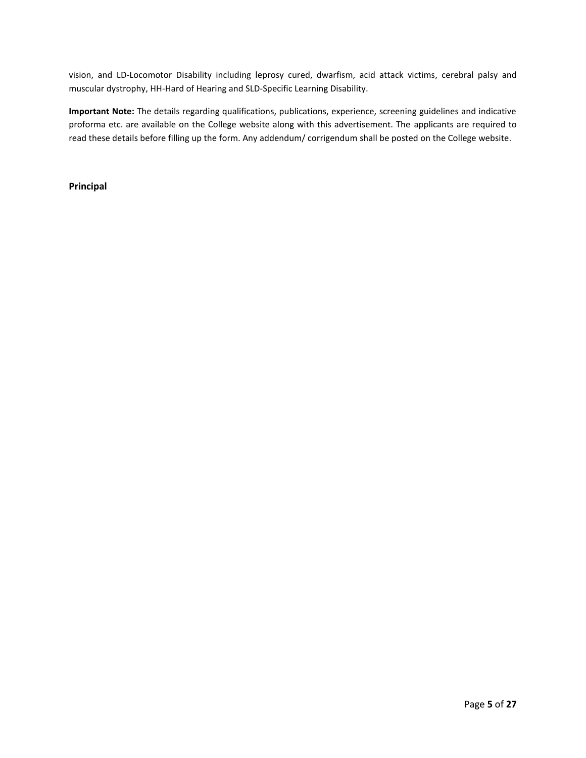vision, and LD-Locomotor Disability including leprosy cured, dwarfism, acid attack victims, cerebral palsy and muscular dystrophy, HH-Hard of Hearing and SLD-Specific Learning Disability.

**Important Note:** The details regarding qualifications, publications, experience, screening guidelines and indicative proforma etc. are available on the College website along with this advertisement. The applicants are required to read these details before filling up the form. Any addendum/ corrigendum shall be posted on the College website.

**Principal**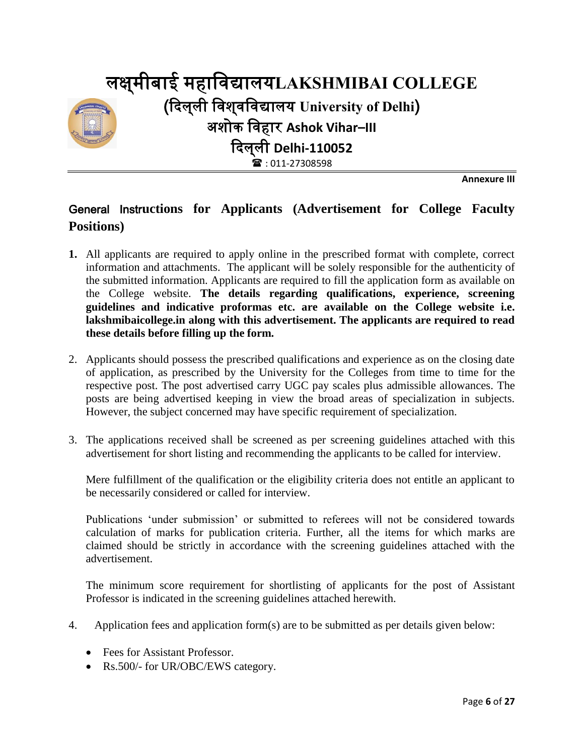# लक्ष्मीबाई महाविद्यालयLAKSHMIBAI COLLEGE

## (दिल्ली विश्वविद्यालय University of Delhi)

## अशोक विहार Ashok Vihar–III

## दिल्ली Delhi-110052

☎ : 011-27308598

**Annexure III**

## General Instructions for Applicants (Advertisement for College Faculty Positions)

1. All applicants are required to apply online in the prescribed format with complete, correct information and attachments. The applicant will be solely responsible for the authenticity of the submitted information. Applicants are required to fill the application form as available on the College website. **The details regarding qualifications, experience, screening guidelines and indicative proformas etc. are available on the College website i.e. lakshmibaicollege.in along with this advertisement. The applicants are required to read these details before filling up the form.**

2. Applicants should possess the prescribed qualifications and experience as on the closing date of application, as prescribed by the University for the Colleges from time to time for the respective post. The post advertised carry UGC pay scales plus admissible allowances. The posts are being advertised keeping in view the broad areas of specialization in subjects. However, the subject concerned may have specific requirement of specialization.

3. The applications received shall be screened as per screening guidelines attached with this advertisement for short listing and recommending the applicants to be called for interview.

   Mere fulfillment of the qualification or the eligibility criteria does not entitle an applicant to be necessarily considered or called for interview.

   Publications 'under submission' or submitted to referees will not be considered towards calculation of marks for publication criteria. Further, all the items for which marks are claimed should be strictly in accordance with the screening guidelines attached with the advertisement.

   The minimum score requirement for shortlisting of applicants for the post of Assistant Professor is indicated in the screening guidelines attached herewith.

4. Application fees and application form(s) are to be submitted as per details given below:

   - Fees for Assistant Professor.
   - Rs.500/- for UR/OBC/EWS category.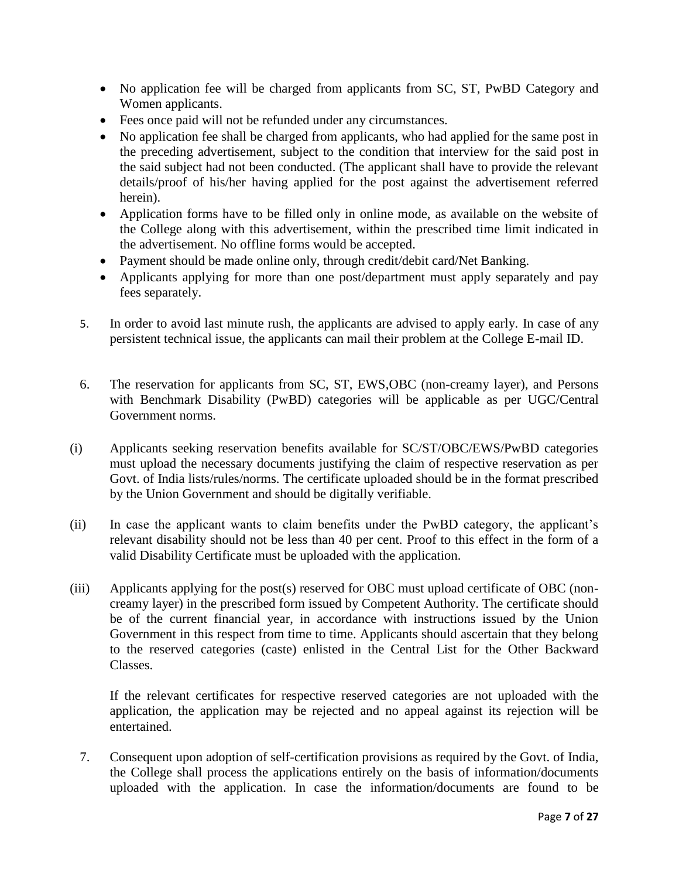- No application fee will be charged from applicants from SC, ST, PwBD Category and Women applicants.
- Fees once paid will not be refunded under any circumstances.
- No application fee shall be charged from applicants, who had applied for the same post in the preceding advertisement, subject to the condition that interview for the said post in the said subject had not been conducted. (The applicant shall have to provide the relevant details/proof of his/her having applied for the post against the advertisement referred herein).
- Application forms have to be filled only in online mode, as available on the website of the College along with this advertisement, within the prescribed time limit indicated in the advertisement. No offline forms would be accepted.
- Payment should be made online only, through credit/debit card/Net Banking.
- Applicants applying for more than one post/department must apply separately and pay fees separately.

5. In order to avoid last minute rush, the applicants are advised to apply early. In case of any persistent technical issue, the applicants can mail their problem at the College E-mail ID.

6. The reservation for applicants from SC, ST, EWS,OBC (non-creamy layer), and Persons with Benchmark Disability (PwBD) categories will be applicable as per UGC/Central Government norms.

(i) Applicants seeking reservation benefits available for SC/ST/OBC/EWS/PwBD categories must upload the necessary documents justifying the claim of respective reservation as per Govt. of India lists/rules/norms. The certificate uploaded should be in the format prescribed by the Union Government and should be digitally verifiable.

(ii) In case the applicant wants to claim benefits under the PwBD category, the applicant's relevant disability should not be less than 40 per cent. Proof to this effect in the form of a valid Disability Certificate must be uploaded with the application.

(iii) Applicants applying for the post(s) reserved for OBC must upload certificate of OBC (non-creamy layer) in the prescribed form issued by Competent Authority. The certificate should be of the current financial year, in accordance with instructions issued by the Union Government in this respect from time to time. Applicants should ascertain that they belong to the reserved categories (caste) enlisted in the Central List for the Other Backward Classes.

If the relevant certificates for respective reserved categories are not uploaded with the application, the application may be rejected and no appeal against its rejection will be entertained.

7. Consequent upon adoption of self-certification provisions as required by the Govt. of India, the College shall process the applications entirely on the basis of information/documents uploaded with the application. In case the information/documents are found to be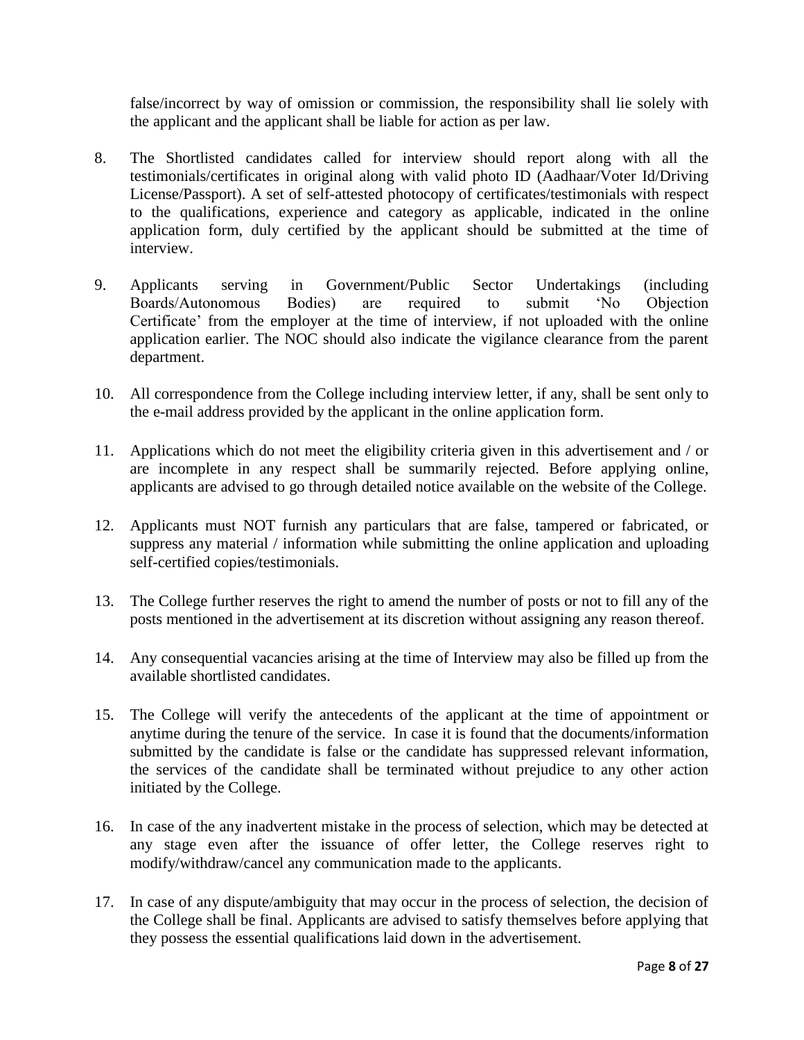false/incorrect by way of omission or commission, the responsibility shall lie solely with the applicant and the applicant shall be liable for action as per law.

8. The Shortlisted candidates called for interview should report along with all the testimonials/certificates in original along with valid photo ID (Aadhaar/Voter Id/Driving License/Passport). A set of self-attested photocopy of certificates/testimonials with respect to the qualifications, experience and category as applicable, indicated in the online application form, duly certified by the applicant should be submitted at the time of interview.

9. Applicants serving in Government/Public Sector Undertakings (including Boards/Autonomous Bodies) are required to submit 'No Objection Certificate' from the employer at the time of interview, if not uploaded with the online application earlier. The NOC should also indicate the vigilance clearance from the parent department.

10. All correspondence from the College including interview letter, if any, shall be sent only to the e-mail address provided by the applicant in the online application form.

11. Applications which do not meet the eligibility criteria given in this advertisement and / or are incomplete in any respect shall be summarily rejected. Before applying online, applicants are advised to go through detailed notice available on the website of the College.

12. Applicants must NOT furnish any particulars that are false, tampered or fabricated, or suppress any material / information while submitting the online application and uploading self-certified copies/testimonials.

13. The College further reserves the right to amend the number of posts or not to fill any of the posts mentioned in the advertisement at its discretion without assigning any reason thereof.

14. Any consequential vacancies arising at the time of Interview may also be filled up from the available shortlisted candidates.

15. The College will verify the antecedents of the applicant at the time of appointment or anytime during the tenure of the service. In case it is found that the documents/information submitted by the candidate is false or the candidate has suppressed relevant information, the services of the candidate shall be terminated without prejudice to any other action initiated by the College.

16. In case of the any inadvertent mistake in the process of selection, which may be detected at any stage even after the issuance of offer letter, the College reserves right to modify/withdraw/cancel any communication made to the applicants.

17. In case of any dispute/ambiguity that may occur in the process of selection, the decision of the College shall be final. Applicants are advised to satisfy themselves before applying that they possess the essential qualifications laid down in the advertisement.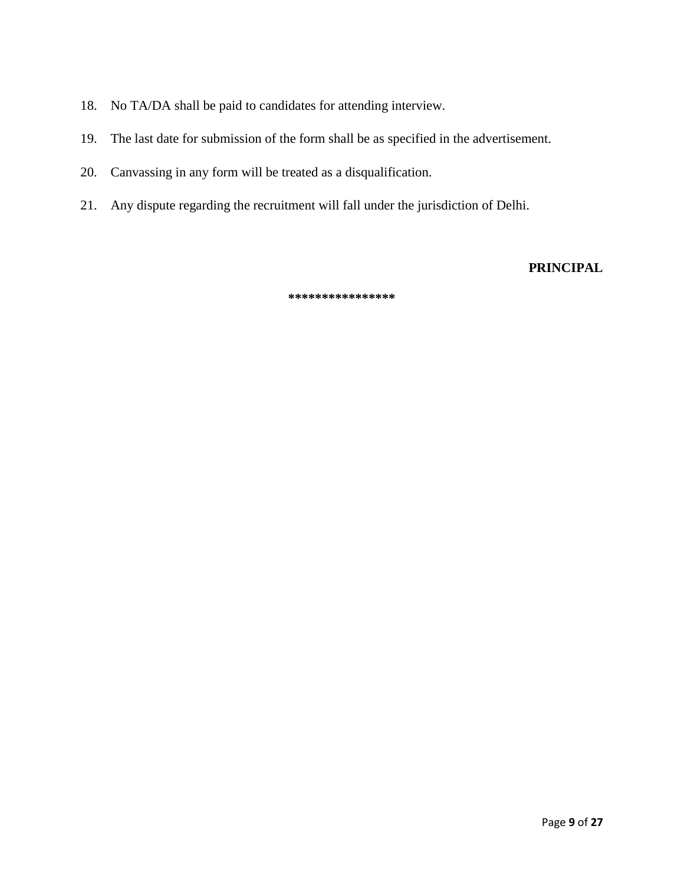18. No TA/DA shall be paid to candidates for attending interview.

19. The last date for submission of the form shall be as specified in the advertisement.

20. Canvassing in any form will be treated as a disqualification.

21. Any dispute regarding the recruitment will fall under the jurisdiction of Delhi.

**PRINCIPAL**

****************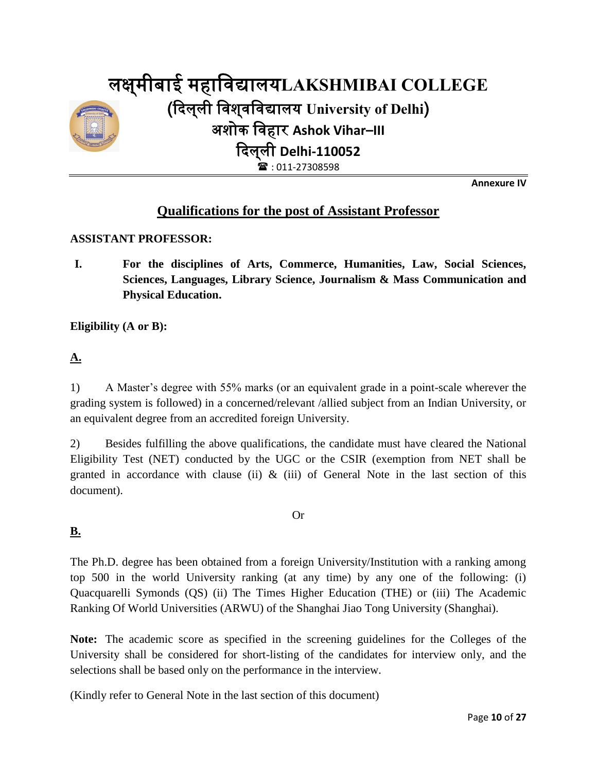# लक्ष्मीबाई महाविद्यालयLAKSHMIBAI COLLEGE

**(दिल्ली विश्वविद्यालय University of Delhi)**
**अशोक विहार Ashok Vihar–III**
**दिल्ली Delhi-110052**
☎ : 011-27308598

**Annexure IV**

## Qualifications for the post of Assistant Professor

**ASSISTANT PROFESSOR:**

**I. For the disciplines of Arts, Commerce, Humanities, Law, Social Sciences, Sciences, Languages, Library Science, Journalism & Mass Communication and Physical Education.**

**Eligibility (A or B):**

**A.**

1) A Master's degree with 55% marks (or an equivalent grade in a point-scale wherever the grading system is followed) in a concerned/relevant /allied subject from an Indian University, or an equivalent degree from an accredited foreign University.

2) Besides fulfilling the above qualifications, the candidate must have cleared the National Eligibility Test (NET) conducted by the UGC or the CSIR (exemption from NET shall be granted in accordance with clause (ii) & (iii) of General Note in the last section of this document).

Or

**B.**

The Ph.D. degree has been obtained from a foreign University/Institution with a ranking among top 500 in the world University ranking (at any time) by any one of the following: (i) Quacquarelli Symonds (QS) (ii) The Times Higher Education (THE) or (iii) The Academic Ranking Of World Universities (ARWU) of the Shanghai Jiao Tong University (Shanghai).

**Note:** The academic score as specified in the screening guidelines for the Colleges of the University shall be considered for short-listing of the candidates for interview only, and the selections shall be based only on the performance in the interview.

(Kindly refer to General Note in the last section of this document)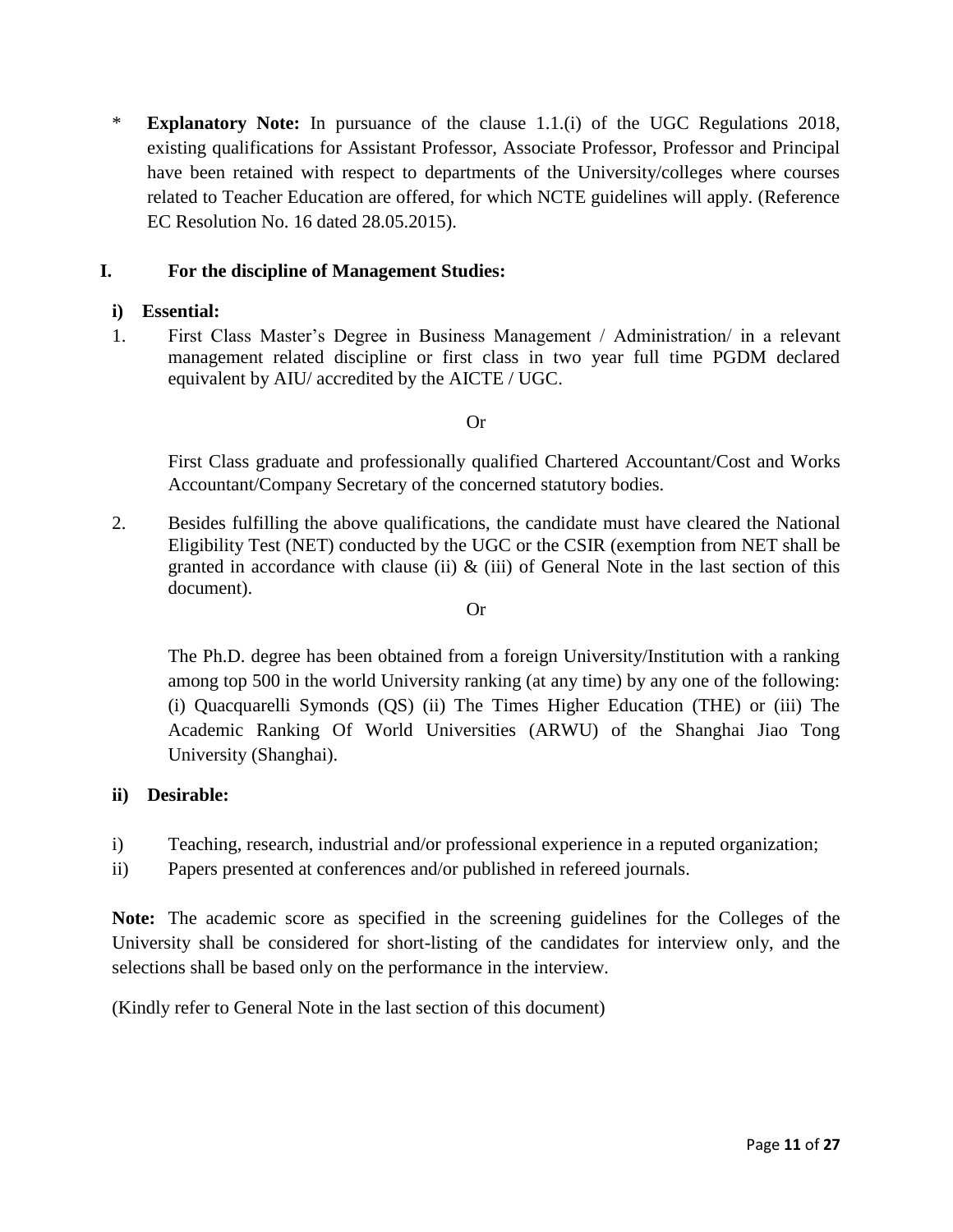\* **Explanatory Note:** In pursuance of the clause 1.1.(i) of the UGC Regulations 2018, existing qualifications for Assistant Professor, Associate Professor, Professor and Principal have been retained with respect to departments of the University/colleges where courses related to Teacher Education are offered, for which NCTE guidelines will apply. (Reference EC Resolution No. 16 dated 28.05.2015).

## I. For the discipline of Management Studies:

### i) Essential:

1. First Class Master's Degree in Business Management / Administration/ in a relevant management related discipline or first class in two year full time PGDM declared equivalent by AIU/ accredited by the AICTE / UGC.

   Or

   First Class graduate and professionally qualified Chartered Accountant/Cost and Works Accountant/Company Secretary of the concerned statutory bodies.

2. Besides fulfilling the above qualifications, the candidate must have cleared the National Eligibility Test (NET) conducted by the UGC or the CSIR (exemption from NET shall be granted in accordance with clause (ii) & (iii) of General Note in the last section of this document).

   Or

   The Ph.D. degree has been obtained from a foreign University/Institution with a ranking among top 500 in the world University ranking (at any time) by any one of the following: (i) Quacquarelli Symonds (QS) (ii) The Times Higher Education (THE) or (iii) The Academic Ranking Of World Universities (ARWU) of the Shanghai Jiao Tong University (Shanghai).

### ii) Desirable:

i) Teaching, research, industrial and/or professional experience in a reputed organization;

ii) Papers presented at conferences and/or published in refereed journals.

**Note:** The academic score as specified in the screening guidelines for the Colleges of the University shall be considered for short-listing of the candidates for interview only, and the selections shall be based only on the performance in the interview.

(Kindly refer to General Note in the last section of this document)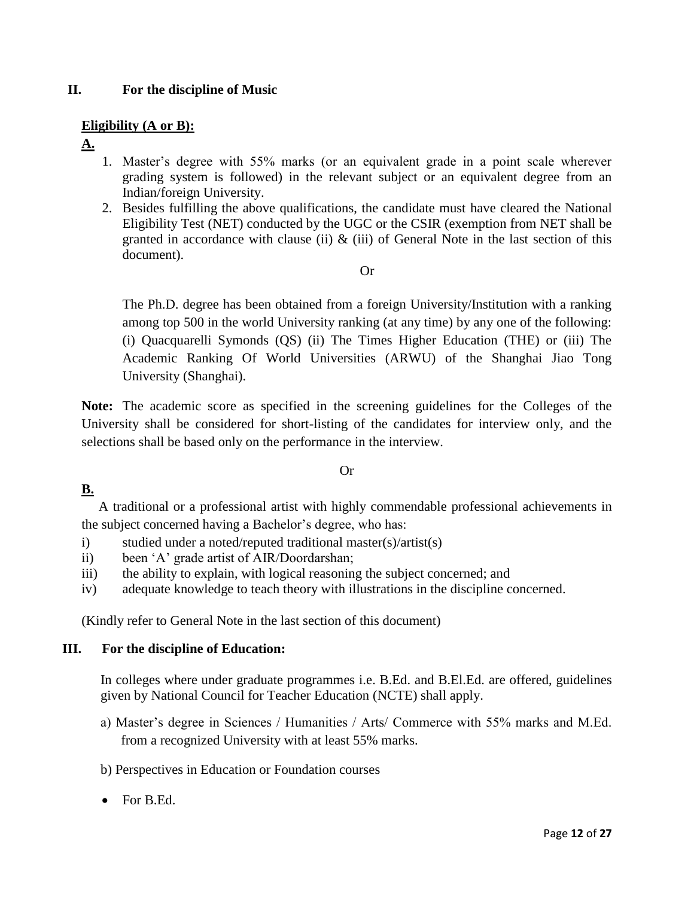## II. For the discipline of Music

**Eligibility (A or B):**

**A.**

1. Master's degree with 55% marks (or an equivalent grade in a point scale wherever grading system is followed) in the relevant subject or an equivalent degree from an Indian/foreign University.
2. Besides fulfilling the above qualifications, the candidate must have cleared the National Eligibility Test (NET) conducted by the UGC or the CSIR (exemption from NET shall be granted in accordance with clause (ii) & (iii) of General Note in the last section of this document).

Or

The Ph.D. degree has been obtained from a foreign University/Institution with a ranking among top 500 in the world University ranking (at any time) by any one of the following: (i) Quacquarelli Symonds (QS) (ii) The Times Higher Education (THE) or (iii) The Academic Ranking Of World Universities (ARWU) of the Shanghai Jiao Tong University (Shanghai).

**Note:** The academic score as specified in the screening guidelines for the Colleges of the University shall be considered for short-listing of the candidates for interview only, and the selections shall be based only on the performance in the interview.

Or

**B.**

A traditional or a professional artist with highly commendable professional achievements in the subject concerned having a Bachelor's degree, who has:

i) studied under a noted/reputed traditional master(s)/artist(s)

ii) been 'A' grade artist of AIR/Doordarshan;

iii) the ability to explain, with logical reasoning the subject concerned; and

iv) adequate knowledge to teach theory with illustrations in the discipline concerned.

(Kindly refer to General Note in the last section of this document)

## III. For the discipline of Education:

In colleges where under graduate programmes i.e. B.Ed. and B.El.Ed. are offered, guidelines given by National Council for Teacher Education (NCTE) shall apply.

a) Master's degree in Sciences / Humanities / Arts/ Commerce with 55% marks and M.Ed. from a recognized University with at least 55% marks.

b) Perspectives in Education or Foundation courses

- For B.Ed.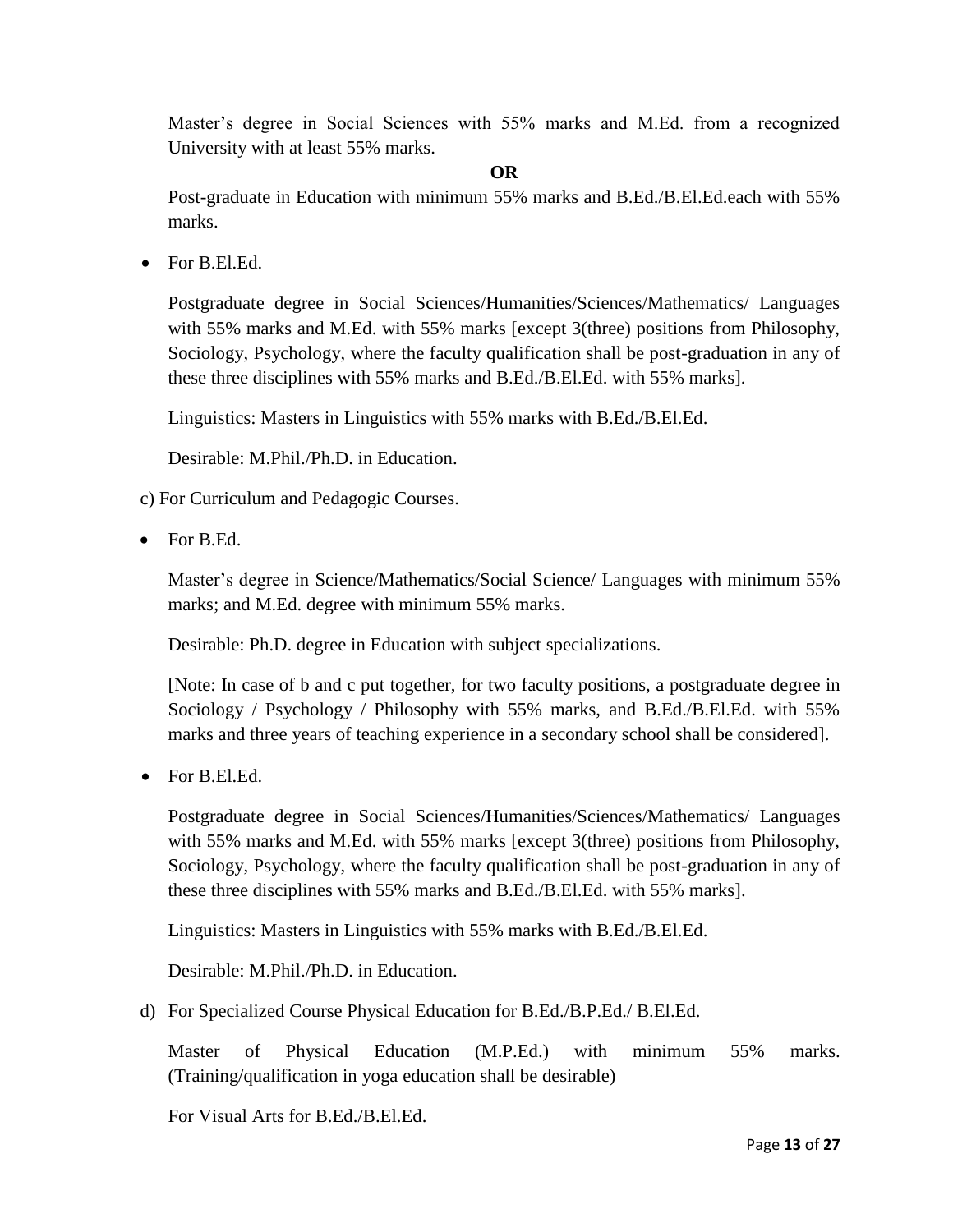Master's degree in Social Sciences with 55% marks and M.Ed. from a recognized University with at least 55% marks.

**OR**

Post-graduate in Education with minimum 55% marks and B.Ed./B.El.Ed.each with 55% marks.

- For B.El.Ed.

  Postgraduate degree in Social Sciences/Humanities/Sciences/Mathematics/ Languages with 55% marks and M.Ed. with 55% marks [except 3(three) positions from Philosophy, Sociology, Psychology, where the faculty qualification shall be post-graduation in any of these three disciplines with 55% marks and B.Ed./B.El.Ed. with 55% marks].

  Linguistics: Masters in Linguistics with 55% marks with B.Ed./B.El.Ed.

  Desirable: M.Phil./Ph.D. in Education.

c) For Curriculum and Pedagogic Courses.

- For B.Ed.

  Master's degree in Science/Mathematics/Social Science/ Languages with minimum 55% marks; and M.Ed. degree with minimum 55% marks.

  Desirable: Ph.D. degree in Education with subject specializations.

  [Note: In case of b and c put together, for two faculty positions, a postgraduate degree in Sociology / Psychology / Philosophy with 55% marks, and B.Ed./B.El.Ed. with 55% marks and three years of teaching experience in a secondary school shall be considered].

- For B.El.Ed.

  Postgraduate degree in Social Sciences/Humanities/Sciences/Mathematics/ Languages with 55% marks and M.Ed. with 55% marks [except 3(three) positions from Philosophy, Sociology, Psychology, where the faculty qualification shall be post-graduation in any of these three disciplines with 55% marks and B.Ed./B.El.Ed. with 55% marks].

  Linguistics: Masters in Linguistics with 55% marks with B.Ed./B.El.Ed.

  Desirable: M.Phil./Ph.D. in Education.

d) For Specialized Course Physical Education for B.Ed./B.P.Ed./ B.El.Ed.

   Master of Physical Education (M.P.Ed.) with minimum 55% marks. (Training/qualification in yoga education shall be desirable)

   For Visual Arts for B.Ed./B.El.Ed.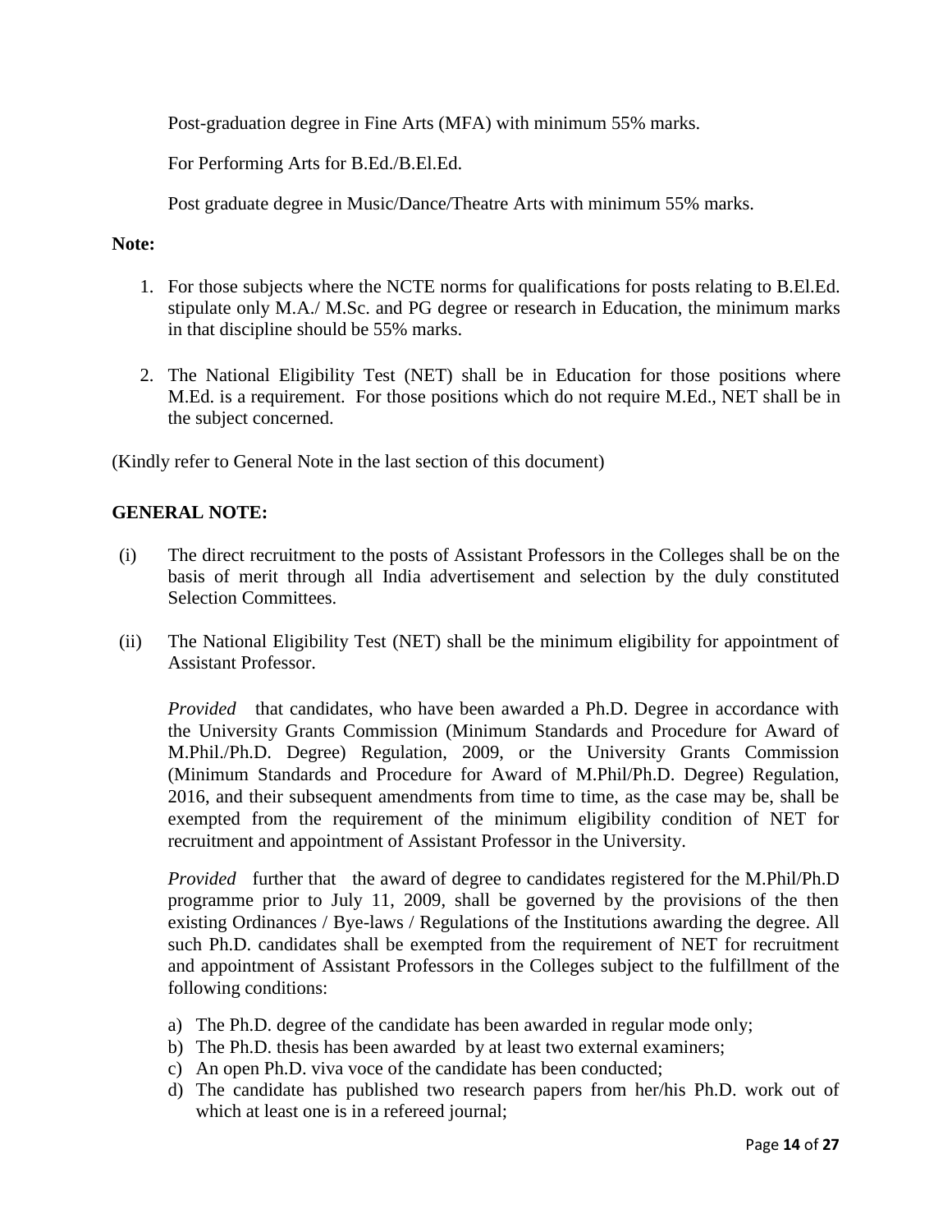Post-graduation degree in Fine Arts (MFA) with minimum 55% marks.

For Performing Arts for B.Ed./B.El.Ed.

Post graduate degree in Music/Dance/Theatre Arts with minimum 55% marks.

**Note:**

1. For those subjects where the NCTE norms for qualifications for posts relating to B.El.Ed. stipulate only M.A./ M.Sc. and PG degree or research in Education, the minimum marks in that discipline should be 55% marks.

2. The National Eligibility Test (NET) shall be in Education for those positions where M.Ed. is a requirement. For those positions which do not require M.Ed., NET shall be in the subject concerned.

(Kindly refer to General Note in the last section of this document)

**GENERAL NOTE:**

(i) The direct recruitment to the posts of Assistant Professors in the Colleges shall be on the basis of merit through all India advertisement and selection by the duly constituted Selection Committees.

(ii) The National Eligibility Test (NET) shall be the minimum eligibility for appointment of Assistant Professor.

*Provided* that candidates, who have been awarded a Ph.D. Degree in accordance with the University Grants Commission (Minimum Standards and Procedure for Award of M.Phil./Ph.D. Degree) Regulation, 2009, or the University Grants Commission (Minimum Standards and Procedure for Award of M.Phil/Ph.D. Degree) Regulation, 2016, and their subsequent amendments from time to time, as the case may be, shall be exempted from the requirement of the minimum eligibility condition of NET for recruitment and appointment of Assistant Professor in the University.

*Provided* further that the award of degree to candidates registered for the M.Phil/Ph.D programme prior to July 11, 2009, shall be governed by the provisions of the then existing Ordinances / Bye-laws / Regulations of the Institutions awarding the degree. All such Ph.D. candidates shall be exempted from the requirement of NET for recruitment and appointment of Assistant Professors in the Colleges subject to the fulfillment of the following conditions:

a) The Ph.D. degree of the candidate has been awarded in regular mode only;
b) The Ph.D. thesis has been awarded by at least two external examiners;
c) An open Ph.D. viva voce of the candidate has been conducted;
d) The candidate has published two research papers from her/his Ph.D. work out of which at least one is in a refereed journal;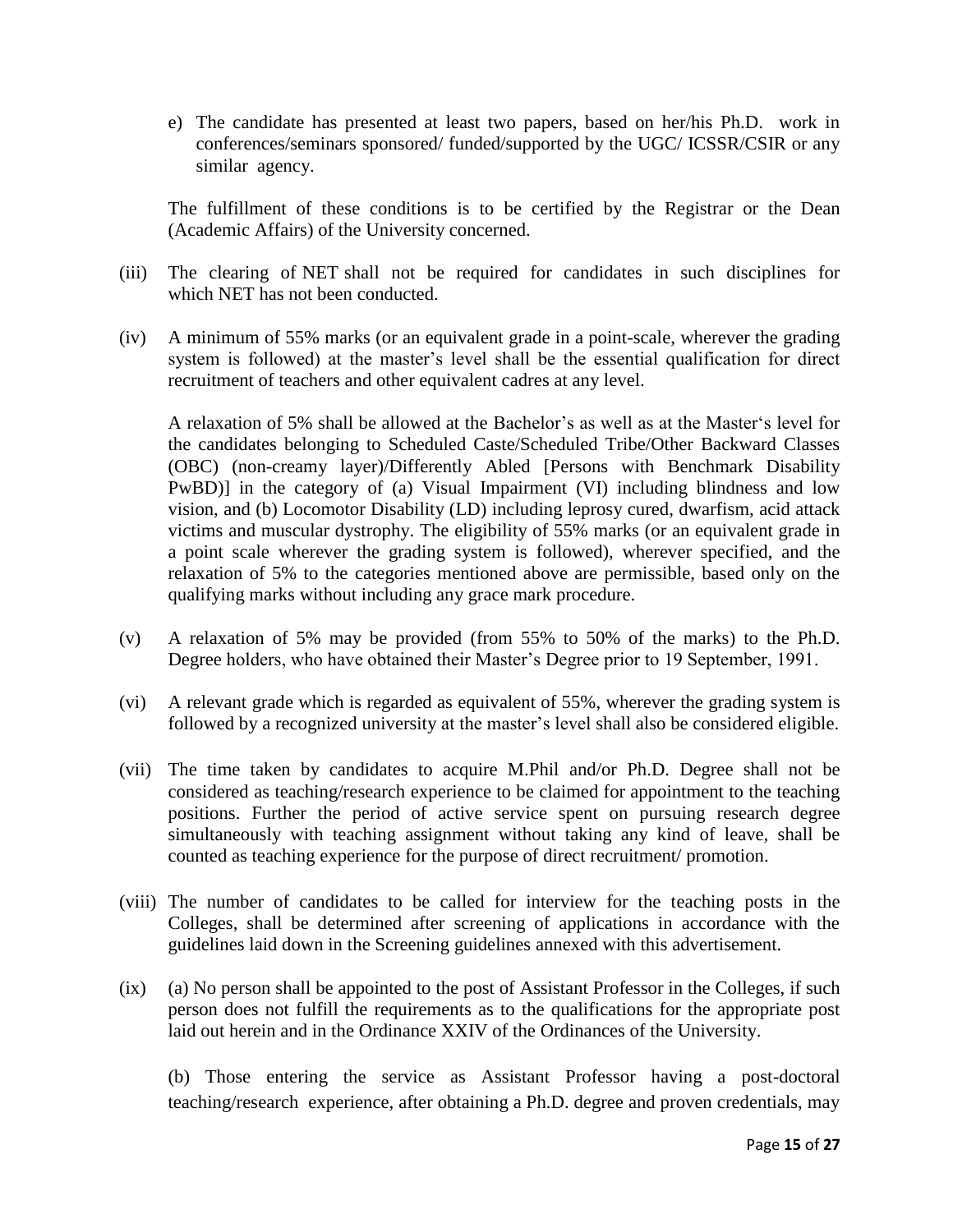e) The candidate has presented at least two papers, based on her/his Ph.D. work in conferences/seminars sponsored/ funded/supported by the UGC/ ICSSR/CSIR or any similar agency.

The fulfillment of these conditions is to be certified by the Registrar or the Dean (Academic Affairs) of the University concerned.

(iii) The clearing of NET shall not be required for candidates in such disciplines for which NET has not been conducted.

(iv) A minimum of 55% marks (or an equivalent grade in a point-scale, wherever the grading system is followed) at the master's level shall be the essential qualification for direct recruitment of teachers and other equivalent cadres at any level.

A relaxation of 5% shall be allowed at the Bachelor's as well as at the Master's level for the candidates belonging to Scheduled Caste/Scheduled Tribe/Other Backward Classes (OBC) (non-creamy layer)/Differently Abled [Persons with Benchmark Disability PwBD)] in the category of (a) Visual Impairment (VI) including blindness and low vision, and (b) Locomotor Disability (LD) including leprosy cured, dwarfism, acid attack victims and muscular dystrophy. The eligibility of 55% marks (or an equivalent grade in a point scale wherever the grading system is followed), wherever specified, and the relaxation of 5% to the categories mentioned above are permissible, based only on the qualifying marks without including any grace mark procedure.

(v) A relaxation of 5% may be provided (from 55% to 50% of the marks) to the Ph.D. Degree holders, who have obtained their Master's Degree prior to 19 September, 1991.

(vi) A relevant grade which is regarded as equivalent of 55%, wherever the grading system is followed by a recognized university at the master's level shall also be considered eligible.

(vii) The time taken by candidates to acquire M.Phil and/or Ph.D. Degree shall not be considered as teaching/research experience to be claimed for appointment to the teaching positions. Further the period of active service spent on pursuing research degree simultaneously with teaching assignment without taking any kind of leave, shall be counted as teaching experience for the purpose of direct recruitment/ promotion.

(viii) The number of candidates to be called for interview for the teaching posts in the Colleges, shall be determined after screening of applications in accordance with the guidelines laid down in the Screening guidelines annexed with this advertisement.

(ix) (a) No person shall be appointed to the post of Assistant Professor in the Colleges, if such person does not fulfill the requirements as to the qualifications for the appropriate post laid out herein and in the Ordinance XXIV of the Ordinances of the University.

(b) Those entering the service as Assistant Professor having a post-doctoral teaching/research experience, after obtaining a Ph.D. degree and proven credentials, may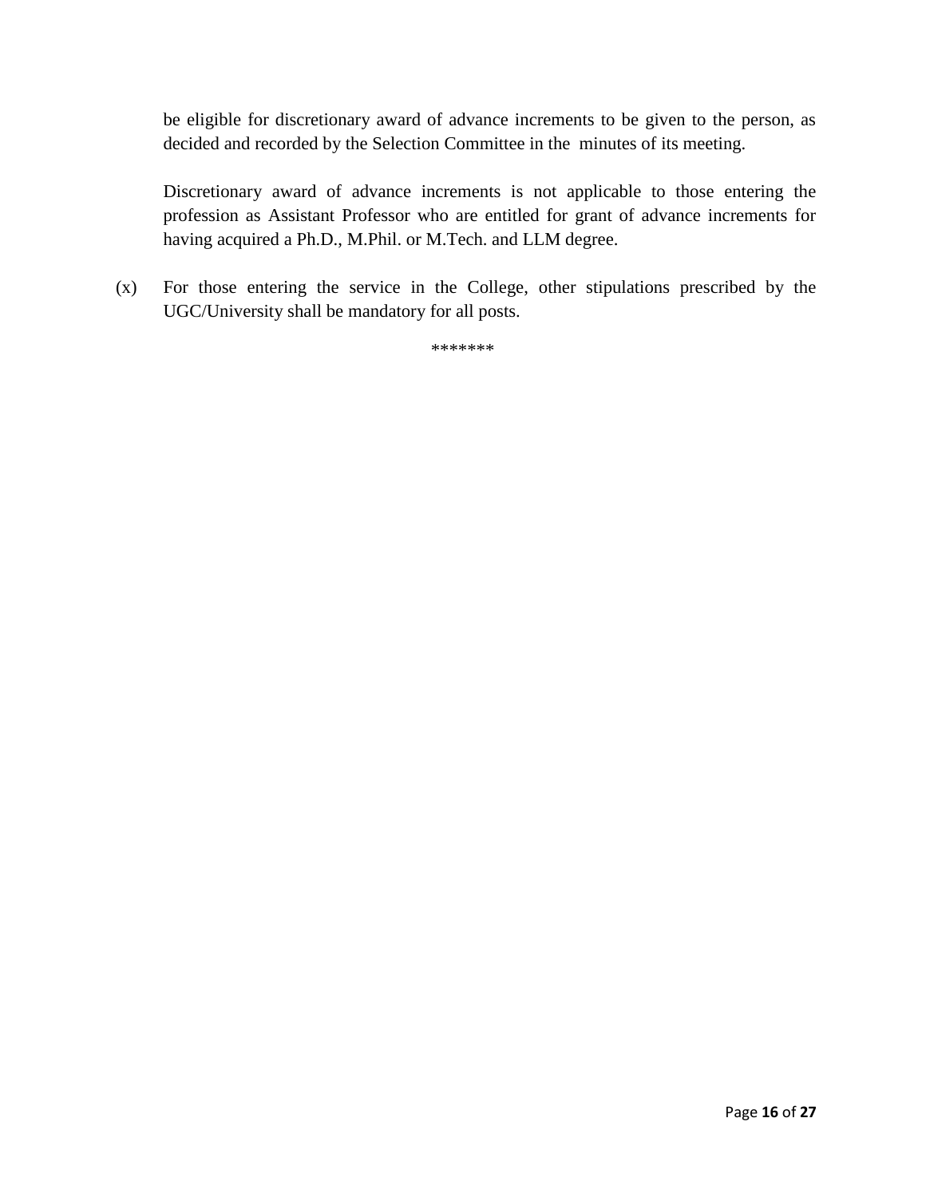be eligible for discretionary award of advance increments to be given to the person, as decided and recorded by the Selection Committee in the minutes of its meeting.

Discretionary award of advance increments is not applicable to those entering the profession as Assistant Professor who are entitled for grant of advance increments for having acquired a Ph.D., M.Phil. or M.Tech. and LLM degree.

(x) For those entering the service in the College, other stipulations prescribed by the UGC/University shall be mandatory for all posts.

*******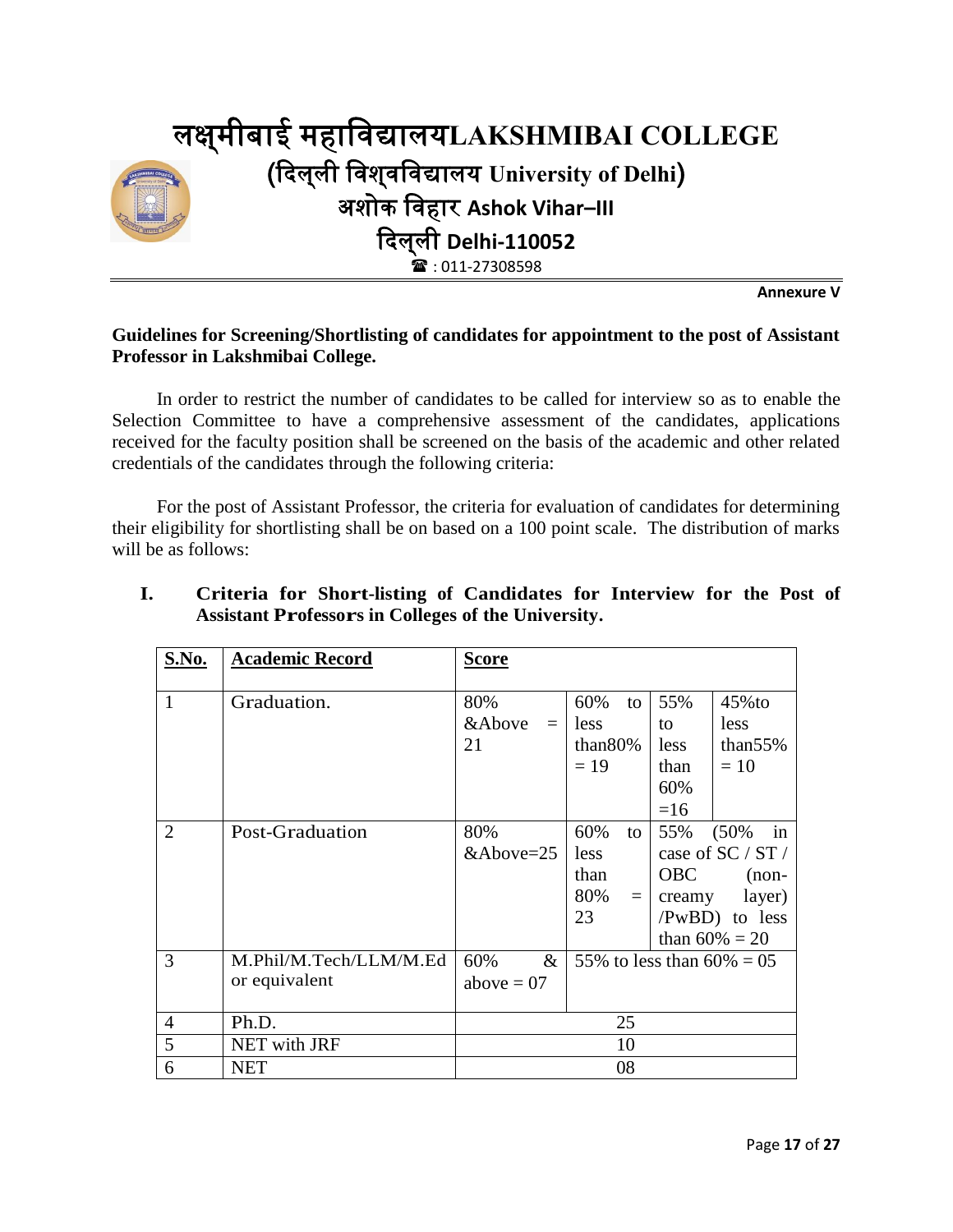# लक्ष्मीबाई महाविद्यालयLAKSHMIBAI COLLEGE

## (दिल्ली विश्वविद्यालय University of Delhi)

## अशोक विहार Ashok Vihar–III

## दिल्ली Delhi-110052

☎ : 011-27308598

**Annexure V**

**Guidelines for Screening/Shortlisting of candidates for appointment to the post of Assistant Professor in Lakshmibai College.**

In order to restrict the number of candidates to be called for interview so as to enable the Selection Committee to have a comprehensive assessment of the candidates, applications received for the faculty position shall be screened on the basis of the academic and other related credentials of the candidates through the following criteria:

For the post of Assistant Professor, the criteria for evaluation of candidates for determining their eligibility for shortlisting shall be on based on a 100 point scale. The distribution of marks will be as follows:

**I. Criteria for Short-listing of Candidates for Interview for the Post of Assistant Professors in Colleges of the University.**

| S.No. | Academic Record | Score | | | |
|---|---|---|---|---|---|
| 1 | Graduation. | 80% &Above = 21 | 60% to less than80% = 19 | 55% to less than 60% =16 | 45%to less than55% = 10 |
| 2 | Post-Graduation | 80% &Above=25 | 60% to less than 80% = 23 | 55% (50% in case of SC / ST / OBC (non-creamy layer) /PwBD) to less than 60% = 20 | |
| 3 | M.Phil/M.Tech/LLM/M.Ed or equivalent | 60% & above = 07 | 55% to less than 60% = 05 | | |
| 4 | Ph.D. | 25 | | | |
| 5 | NET with JRF | 10 | | | |
| 6 | NET | 08 | | | |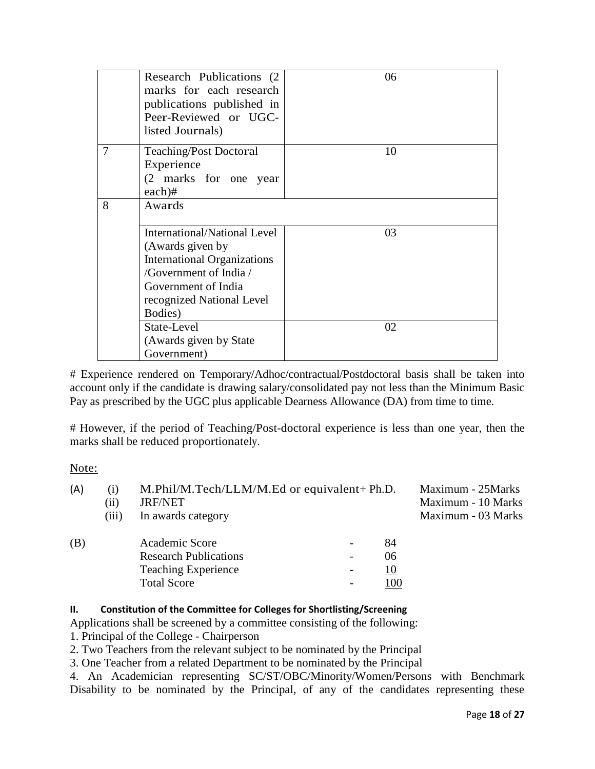| | | |
|---|---|---|
| | Research Publications (2 marks for each research publications published in Peer-Reviewed or UGC-listed Journals) | 06 |
| 7 | Teaching/Post Doctoral Experience (2 marks for one year each)# | 10 |
| 8 | Awards | |
| | International/National Level (Awards given by International Organizations /Government of India / Government of India recognized National Level Bodies) | 03 |
| | State-Level (Awards given by State Government) | 02 |

# Experience rendered on Temporary/Adhoc/contractual/Postdoctoral basis shall be taken into account only if the candidate is drawing salary/consolidated pay not less than the Minimum Basic Pay as prescribed by the UGC plus applicable Dearness Allowance (DA) from time to time.

# However, if the period of Teaching/Post-doctoral experience is less than one year, then the marks shall be reduced proportionately.

Note:

(A)
- (i) M.Phil/M.Tech/LLM/M.Ed or equivalent+ Ph.D. — Maximum - 25Marks
- (ii) JRF/NET — Maximum - 10 Marks
- (iii) In awards category — Maximum - 03 Marks

(B)

| | | |
|---|---|---|
| Academic Score | - | 84 |
| Research Publications | - | 06 |
| Teaching Experience | - | 10 |
| Total Score | - | 100 |

**II. Constitution of the Committee for Colleges for Shortlisting/Screening**

Applications shall be screened by a committee consisting of the following:

1. Principal of the College - Chairperson
2. Two Teachers from the relevant subject to be nominated by the Principal
3. One Teacher from a related Department to be nominated by the Principal
4. An Academician representing SC/ST/OBC/Minority/Women/Persons with Benchmark Disability to be nominated by the Principal, of any of the candidates representing these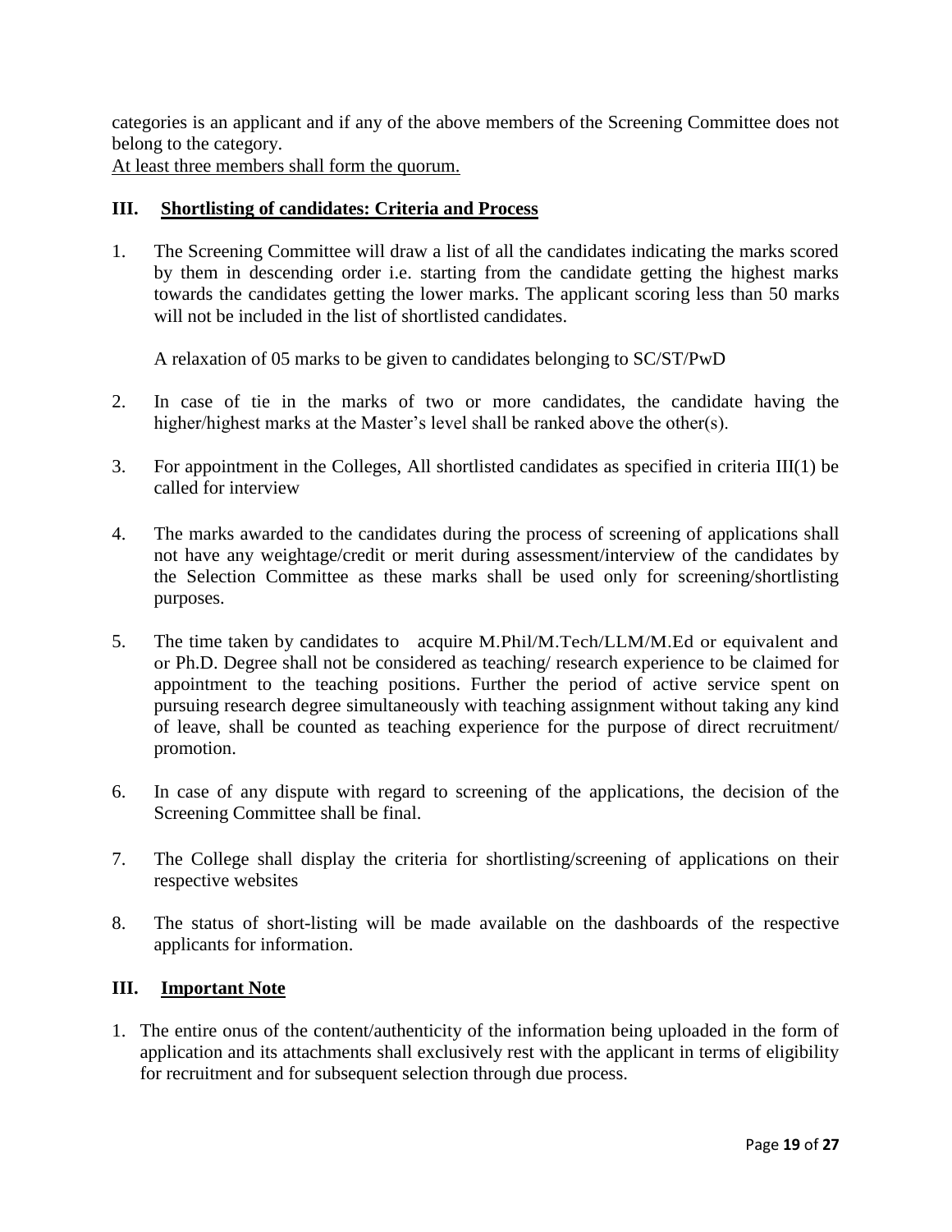categories is an applicant and if any of the above members of the Screening Committee does not belong to the category.

At least three members shall form the quorum.

## III. Shortlisting of candidates: Criteria and Process

1. The Screening Committee will draw a list of all the candidates indicating the marks scored by them in descending order i.e. starting from the candidate getting the highest marks towards the candidates getting the lower marks. The applicant scoring less than 50 marks will not be included in the list of shortlisted candidates.

   A relaxation of 05 marks to be given to candidates belonging to SC/ST/PwD

2. In case of tie in the marks of two or more candidates, the candidate having the higher/highest marks at the Master's level shall be ranked above the other(s).

3. For appointment in the Colleges, All shortlisted candidates as specified in criteria III(1) be called for interview

4. The marks awarded to the candidates during the process of screening of applications shall not have any weightage/credit or merit during assessment/interview of the candidates by the Selection Committee as these marks shall be used only for screening/shortlisting purposes.

5. The time taken by candidates to acquire M.Phil/M.Tech/LLM/M.Ed or equivalent and or Ph.D. Degree shall not be considered as teaching/ research experience to be claimed for appointment to the teaching positions. Further the period of active service spent on pursuing research degree simultaneously with teaching assignment without taking any kind of leave, shall be counted as teaching experience for the purpose of direct recruitment/ promotion.

6. In case of any dispute with regard to screening of the applications, the decision of the Screening Committee shall be final.

7. The College shall display the criteria for shortlisting/screening of applications on their respective websites

8. The status of short-listing will be made available on the dashboards of the respective applicants for information.

## III. Important Note

1. The entire onus of the content/authenticity of the information being uploaded in the form of application and its attachments shall exclusively rest with the applicant in terms of eligibility for recruitment and for subsequent selection through due process.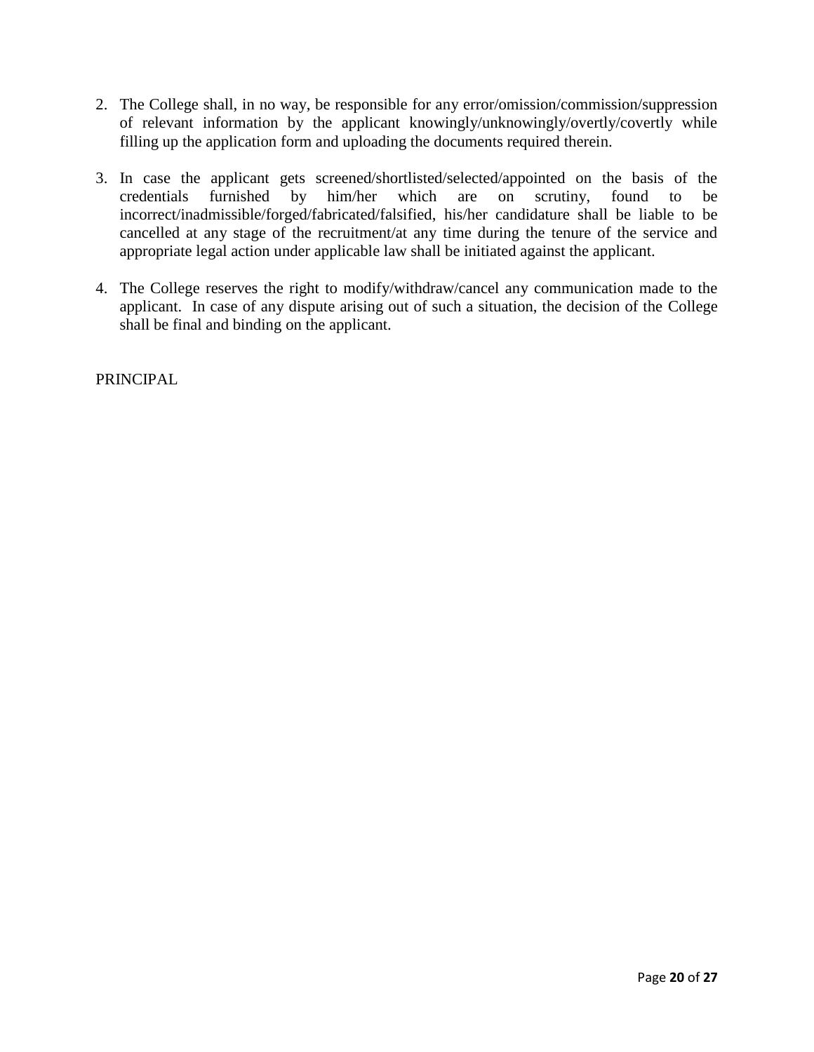2. The College shall, in no way, be responsible for any error/omission/commission/suppression of relevant information by the applicant knowingly/unknowingly/overtly/covertly while filling up the application form and uploading the documents required therein.

3. In case the applicant gets screened/shortlisted/selected/appointed on the basis of the credentials furnished by him/her which are on scrutiny, found to be incorrect/inadmissible/forged/fabricated/falsified, his/her candidature shall be liable to be cancelled at any stage of the recruitment/at any time during the tenure of the service and appropriate legal action under applicable law shall be initiated against the applicant.

4. The College reserves the right to modify/withdraw/cancel any communication made to the applicant. In case of any dispute arising out of such a situation, the decision of the College shall be final and binding on the applicant.

PRINCIPAL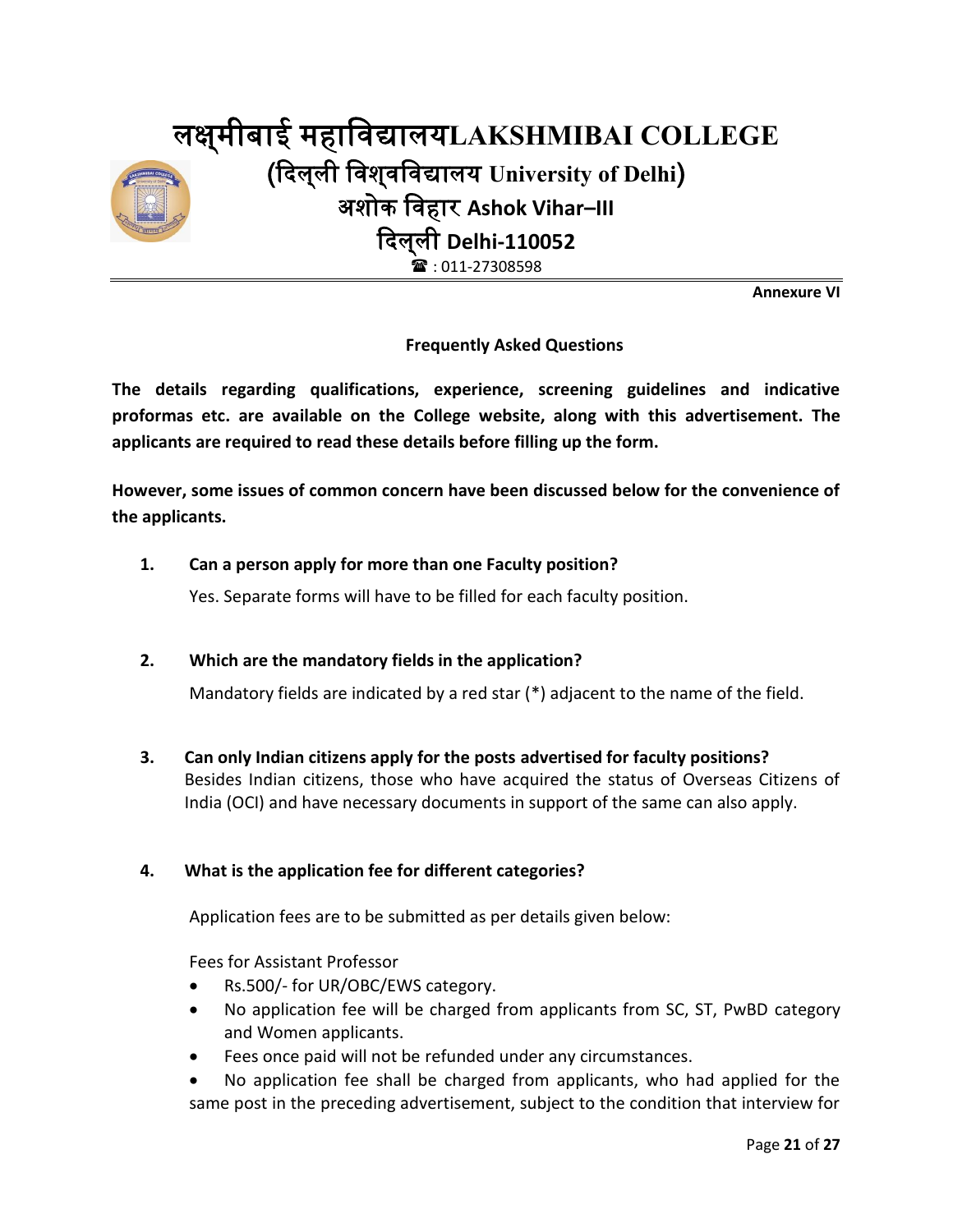# लक्ष्मीबाई महाविद्यालयLAKSHMIBAI COLLEGE

## (दिल्ली विश्वविद्यालय University of Delhi)

## अशोक विहार Ashok Vihar–III

## दिल्ली Delhi-110052

☎ : 011-27308598

**Annexure VI**

**Frequently Asked Questions**

**The details regarding qualifications, experience, screening guidelines and indicative proformas etc. are available on the College website, along with this advertisement. The applicants are required to read these details before filling up the form.**

**However, some issues of common concern have been discussed below for the convenience of the applicants.**

1. **Can a person apply for more than one Faculty position?**

   Yes. Separate forms will have to be filled for each faculty position.

2. **Which are the mandatory fields in the application?**

   Mandatory fields are indicated by a red star (*) adjacent to the name of the field.

3. **Can only Indian citizens apply for the posts advertised for faculty positions?**

   Besides Indian citizens, those who have acquired the status of Overseas Citizens of India (OCI) and have necessary documents in support of the same can also apply.

4. **What is the application fee for different categories?**

   Application fees are to be submitted as per details given below:

   Fees for Assistant Professor

   - Rs.500/- for UR/OBC/EWS category.
   - No application fee will be charged from applicants from SC, ST, PwBD category and Women applicants.
   - Fees once paid will not be refunded under any circumstances.
   - No application fee shall be charged from applicants, who had applied for the same post in the preceding advertisement, subject to the condition that interview for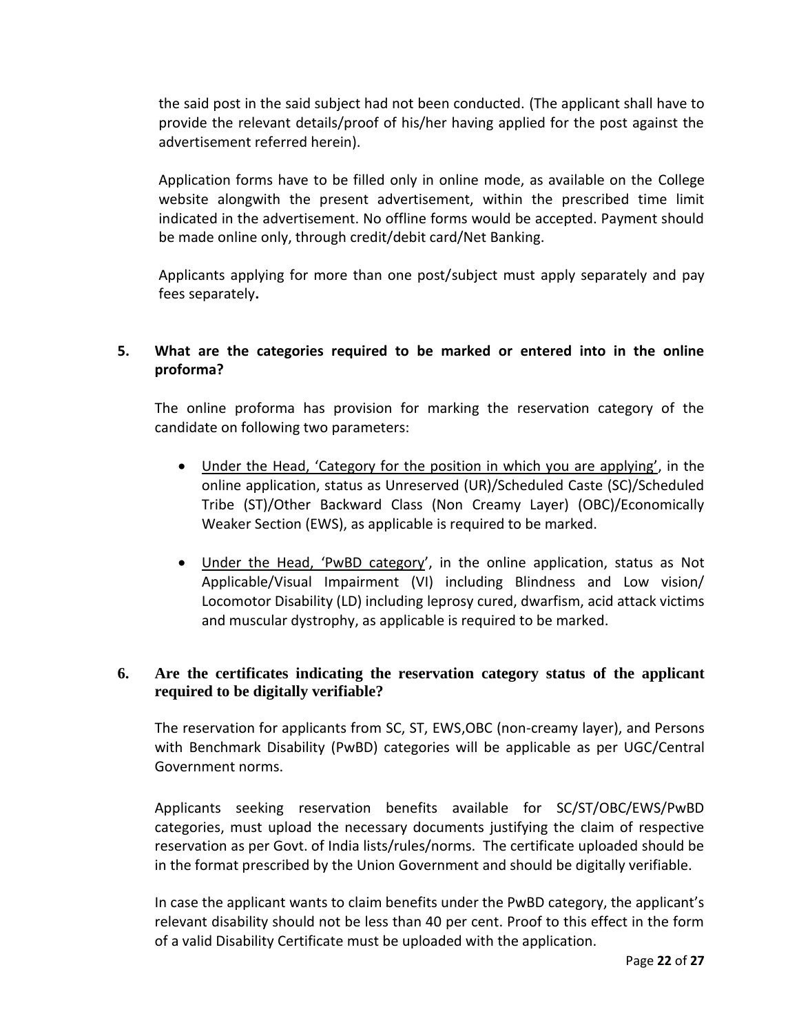the said post in the said subject had not been conducted. (The applicant shall have to provide the relevant details/proof of his/her having applied for the post against the advertisement referred herein).

Application forms have to be filled only in online mode, as available on the College website alongwith the present advertisement, within the prescribed time limit indicated in the advertisement. No offline forms would be accepted. Payment should be made online only, through credit/debit card/Net Banking.

Applicants applying for more than one post/subject must apply separately and pay fees separately**.**

**5. What are the categories required to be marked or entered into in the online proforma?**

The online proforma has provision for marking the reservation category of the candidate on following two parameters:

- Under the Head, 'Category for the position in which you are applying', in the online application, status as Unreserved (UR)/Scheduled Caste (SC)/Scheduled Tribe (ST)/Other Backward Class (Non Creamy Layer) (OBC)/Economically Weaker Section (EWS), as applicable is required to be marked.
- Under the Head, 'PwBD category', in the online application, status as Not Applicable/Visual Impairment (VI) including Blindness and Low vision/ Locomotor Disability (LD) including leprosy cured, dwarfism, acid attack victims and muscular dystrophy, as applicable is required to be marked.

**6. Are the certificates indicating the reservation category status of the applicant required to be digitally verifiable?**

The reservation for applicants from SC, ST, EWS,OBC (non-creamy layer), and Persons with Benchmark Disability (PwBD) categories will be applicable as per UGC/Central Government norms.

Applicants seeking reservation benefits available for SC/ST/OBC/EWS/PwBD categories, must upload the necessary documents justifying the claim of respective reservation as per Govt. of India lists/rules/norms. The certificate uploaded should be in the format prescribed by the Union Government and should be digitally verifiable.

In case the applicant wants to claim benefits under the PwBD category, the applicant's relevant disability should not be less than 40 per cent. Proof to this effect in the form of a valid Disability Certificate must be uploaded with the application.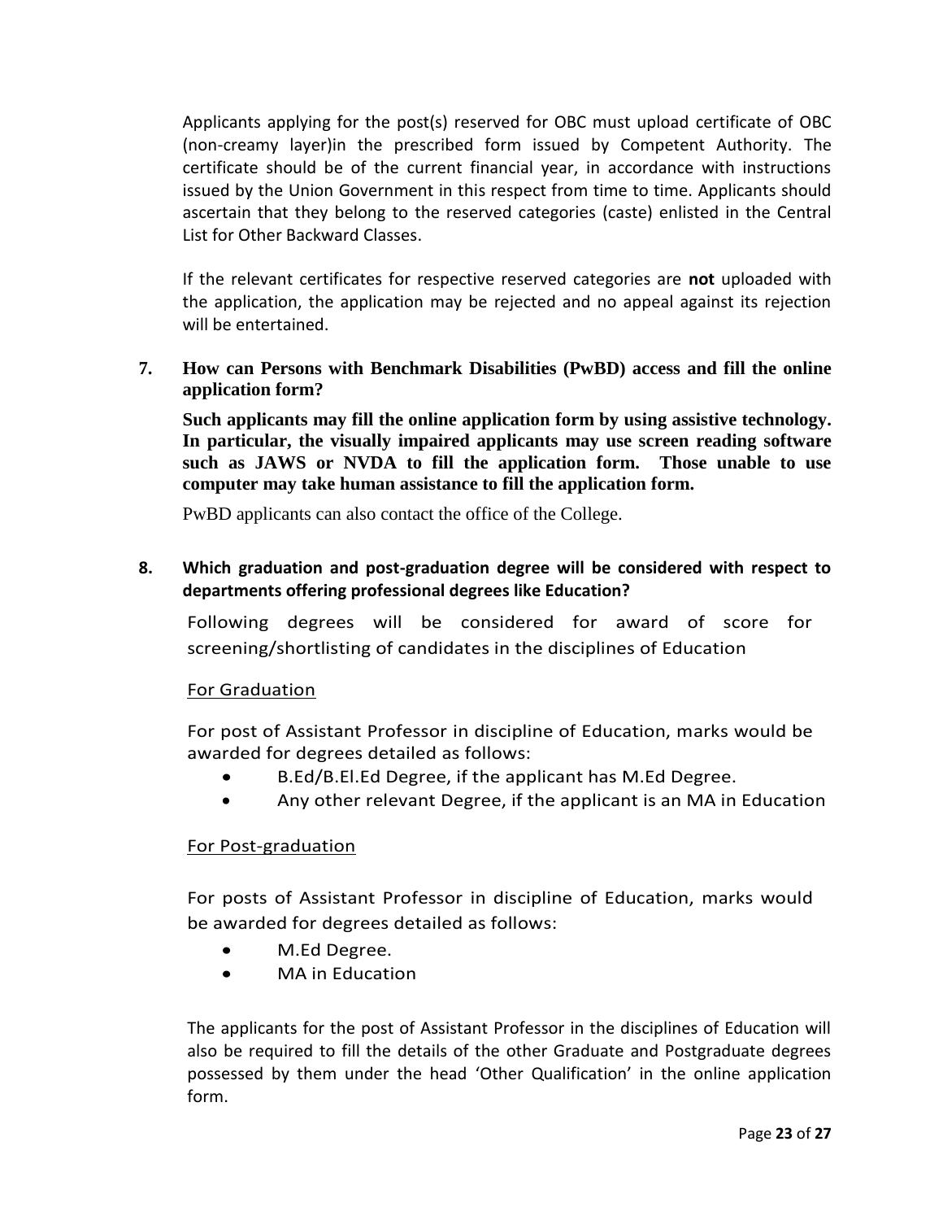Applicants applying for the post(s) reserved for OBC must upload certificate of OBC (non-creamy layer)in the prescribed form issued by Competent Authority. The certificate should be of the current financial year, in accordance with instructions issued by the Union Government in this respect from time to time. Applicants should ascertain that they belong to the reserved categories (caste) enlisted in the Central List for Other Backward Classes.

If the relevant certificates for respective reserved categories are **not** uploaded with the application, the application may be rejected and no appeal against its rejection will be entertained.

**7. How can Persons with Benchmark Disabilities (PwBD) access and fill the online application form?**

**Such applicants may fill the online application form by using assistive technology. In particular, the visually impaired applicants may use screen reading software such as JAWS or NVDA to fill the application form. Those unable to use computer may take human assistance to fill the application form.**

PwBD applicants can also contact the office of the College.

**8. Which graduation and post-graduation degree will be considered with respect to departments offering professional degrees like Education?**

Following degrees will be considered for award of score for screening/shortlisting of candidates in the disciplines of Education

For Graduation

For post of Assistant Professor in discipline of Education, marks would be awarded for degrees detailed as follows:

- B.Ed/B.El.Ed Degree, if the applicant has M.Ed Degree.
- Any other relevant Degree, if the applicant is an MA in Education

For Post-graduation

For posts of Assistant Professor in discipline of Education, marks would be awarded for degrees detailed as follows:

- M.Ed Degree.
- MA in Education

The applicants for the post of Assistant Professor in the disciplines of Education will also be required to fill the details of the other Graduate and Postgraduate degrees possessed by them under the head 'Other Qualification' in the online application form.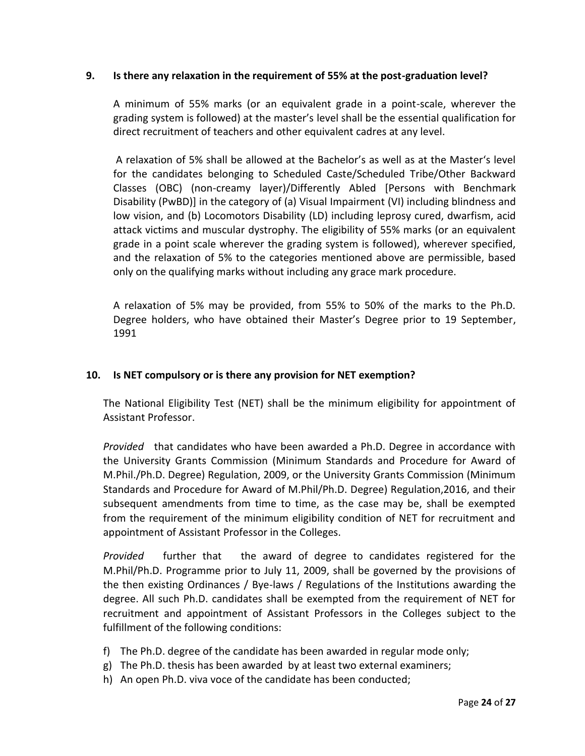**9. Is there any relaxation in the requirement of 55% at the post-graduation level?**

A minimum of 55% marks (or an equivalent grade in a point-scale, wherever the grading system is followed) at the master's level shall be the essential qualification for direct recruitment of teachers and other equivalent cadres at any level.

A relaxation of 5% shall be allowed at the Bachelor's as well as at the Master's level for the candidates belonging to Scheduled Caste/Scheduled Tribe/Other Backward Classes (OBC) (non-creamy layer)/Differently Abled [Persons with Benchmark Disability (PwBD)] in the category of (a) Visual Impairment (VI) including blindness and low vision, and (b) Locomotors Disability (LD) including leprosy cured, dwarfism, acid attack victims and muscular dystrophy. The eligibility of 55% marks (or an equivalent grade in a point scale wherever the grading system is followed), wherever specified, and the relaxation of 5% to the categories mentioned above are permissible, based only on the qualifying marks without including any grace mark procedure.

A relaxation of 5% may be provided, from 55% to 50% of the marks to the Ph.D. Degree holders, who have obtained their Master's Degree prior to 19 September, 1991

**10. Is NET compulsory or is there any provision for NET exemption?**

The National Eligibility Test (NET) shall be the minimum eligibility for appointment of Assistant Professor.

*Provided* that candidates who have been awarded a Ph.D. Degree in accordance with the University Grants Commission (Minimum Standards and Procedure for Award of M.Phil./Ph.D. Degree) Regulation, 2009, or the University Grants Commission (Minimum Standards and Procedure for Award of M.Phil/Ph.D. Degree) Regulation,2016, and their subsequent amendments from time to time, as the case may be, shall be exempted from the requirement of the minimum eligibility condition of NET for recruitment and appointment of Assistant Professor in the Colleges.

*Provided* further that the award of degree to candidates registered for the M.Phil/Ph.D. Programme prior to July 11, 2009, shall be governed by the provisions of the then existing Ordinances / Bye-laws / Regulations of the Institutions awarding the degree. All such Ph.D. candidates shall be exempted from the requirement of NET for recruitment and appointment of Assistant Professors in the Colleges subject to the fulfillment of the following conditions:

f) The Ph.D. degree of the candidate has been awarded in regular mode only;
g) The Ph.D. thesis has been awarded by at least two external examiners;
h) An open Ph.D. viva voce of the candidate has been conducted;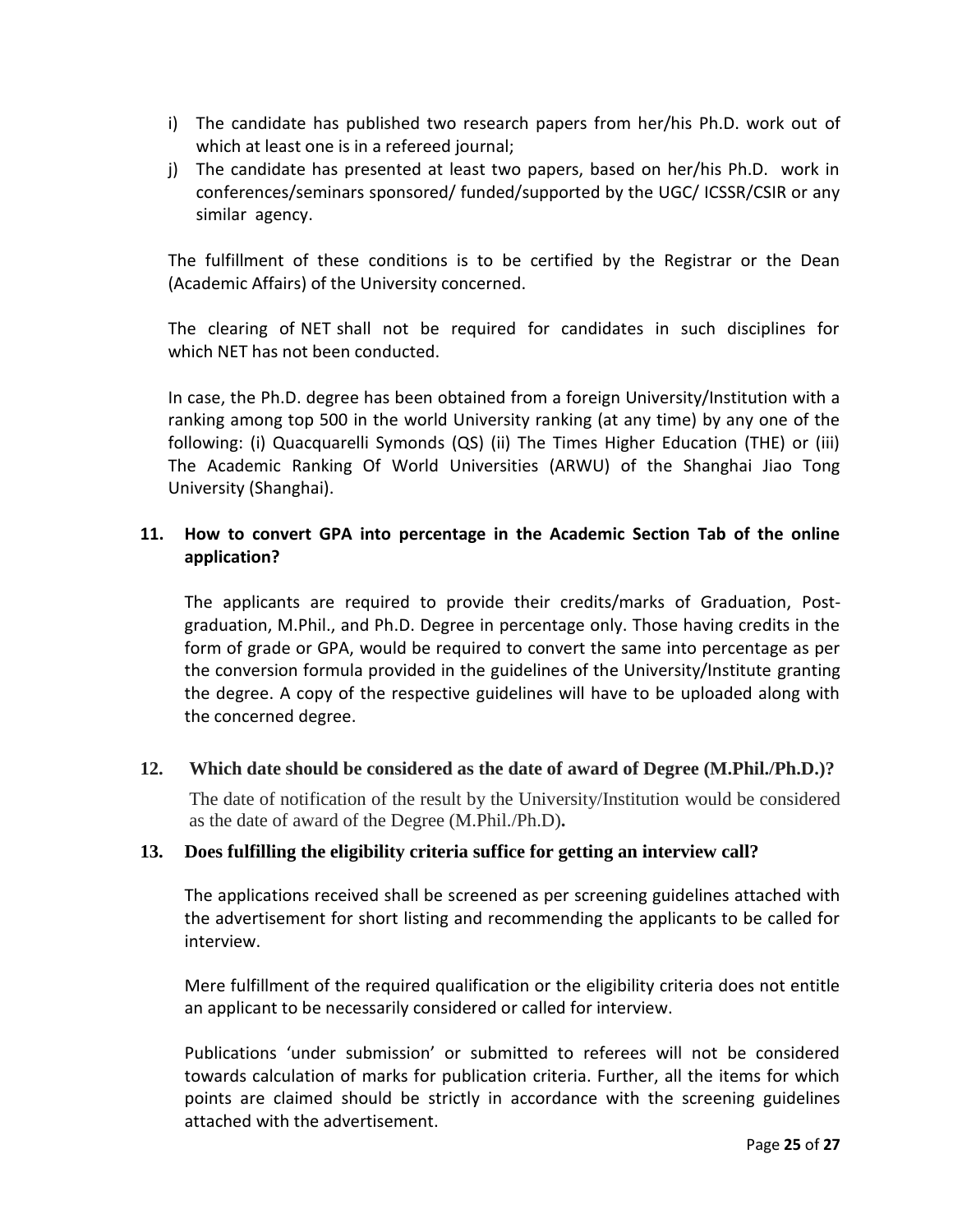i) The candidate has published two research papers from her/his Ph.D. work out of which at least one is in a refereed journal;
j) The candidate has presented at least two papers, based on her/his Ph.D. work in conferences/seminars sponsored/ funded/supported by the UGC/ ICSSR/CSIR or any similar agency.

The fulfillment of these conditions is to be certified by the Registrar or the Dean (Academic Affairs) of the University concerned.

The clearing of NET shall not be required for candidates in such disciplines for which NET has not been conducted.

In case, the Ph.D. degree has been obtained from a foreign University/Institution with a ranking among top 500 in the world University ranking (at any time) by any one of the following: (i) Quacquarelli Symonds (QS) (ii) The Times Higher Education (THE) or (iii) The Academic Ranking Of World Universities (ARWU) of the Shanghai Jiao Tong University (Shanghai).

**11. How to convert GPA into percentage in the Academic Section Tab of the online application?**

The applicants are required to provide their credits/marks of Graduation, Post-graduation, M.Phil., and Ph.D. Degree in percentage only. Those having credits in the form of grade or GPA, would be required to convert the same into percentage as per the conversion formula provided in the guidelines of the University/Institute granting the degree. A copy of the respective guidelines will have to be uploaded along with the concerned degree.

**12. Which date should be considered as the date of award of Degree (M.Phil./Ph.D.)?**

The date of notification of the result by the University/Institution would be considered as the date of award of the Degree (M.Phil./Ph.D)**.**

**13. Does fulfilling the eligibility criteria suffice for getting an interview call?**

The applications received shall be screened as per screening guidelines attached with the advertisement for short listing and recommending the applicants to be called for interview.

Mere fulfillment of the required qualification or the eligibility criteria does not entitle an applicant to be necessarily considered or called for interview.

Publications 'under submission' or submitted to referees will not be considered towards calculation of marks for publication criteria. Further, all the items for which points are claimed should be strictly in accordance with the screening guidelines attached with the advertisement.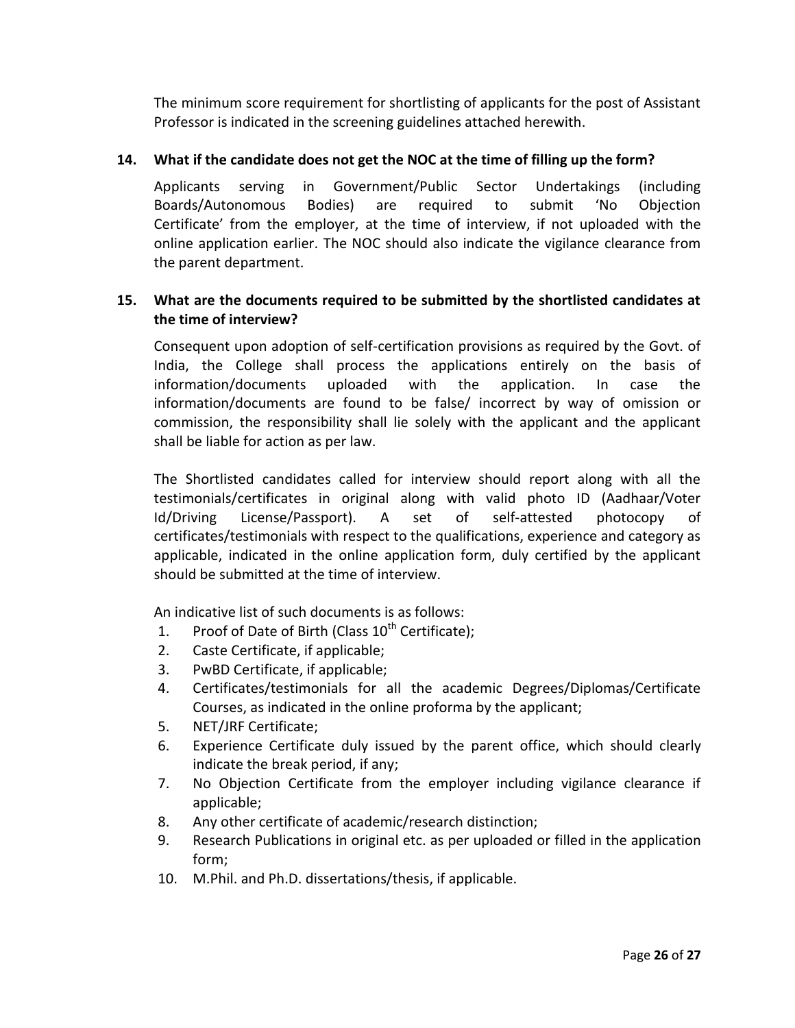The minimum score requirement for shortlisting of applicants for the post of Assistant Professor is indicated in the screening guidelines attached herewith.

**14. What if the candidate does not get the NOC at the time of filling up the form?**

Applicants serving in Government/Public Sector Undertakings (including Boards/Autonomous Bodies) are required to submit 'No Objection Certificate' from the employer, at the time of interview, if not uploaded with the online application earlier. The NOC should also indicate the vigilance clearance from the parent department.

**15. What are the documents required to be submitted by the shortlisted candidates at the time of interview?**

Consequent upon adoption of self-certification provisions as required by the Govt. of India, the College shall process the applications entirely on the basis of information/documents uploaded with the application. In case the information/documents are found to be false/ incorrect by way of omission or commission, the responsibility shall lie solely with the applicant and the applicant shall be liable for action as per law.

The Shortlisted candidates called for interview should report along with all the testimonials/certificates in original along with valid photo ID (Aadhaar/Voter Id/Driving License/Passport). A set of self-attested photocopy of certificates/testimonials with respect to the qualifications, experience and category as applicable, indicated in the online application form, duly certified by the applicant should be submitted at the time of interview.

An indicative list of such documents is as follows:

1. Proof of Date of Birth (Class 10th Certificate);
2. Caste Certificate, if applicable;
3. PwBD Certificate, if applicable;
4. Certificates/testimonials for all the academic Degrees/Diplomas/Certificate Courses, as indicated in the online proforma by the applicant;
5. NET/JRF Certificate;
6. Experience Certificate duly issued by the parent office, which should clearly indicate the break period, if any;
7. No Objection Certificate from the employer including vigilance clearance if applicable;
8. Any other certificate of academic/research distinction;
9. Research Publications in original etc. as per uploaded or filled in the application form;
10. M.Phil. and Ph.D. dissertations/thesis, if applicable.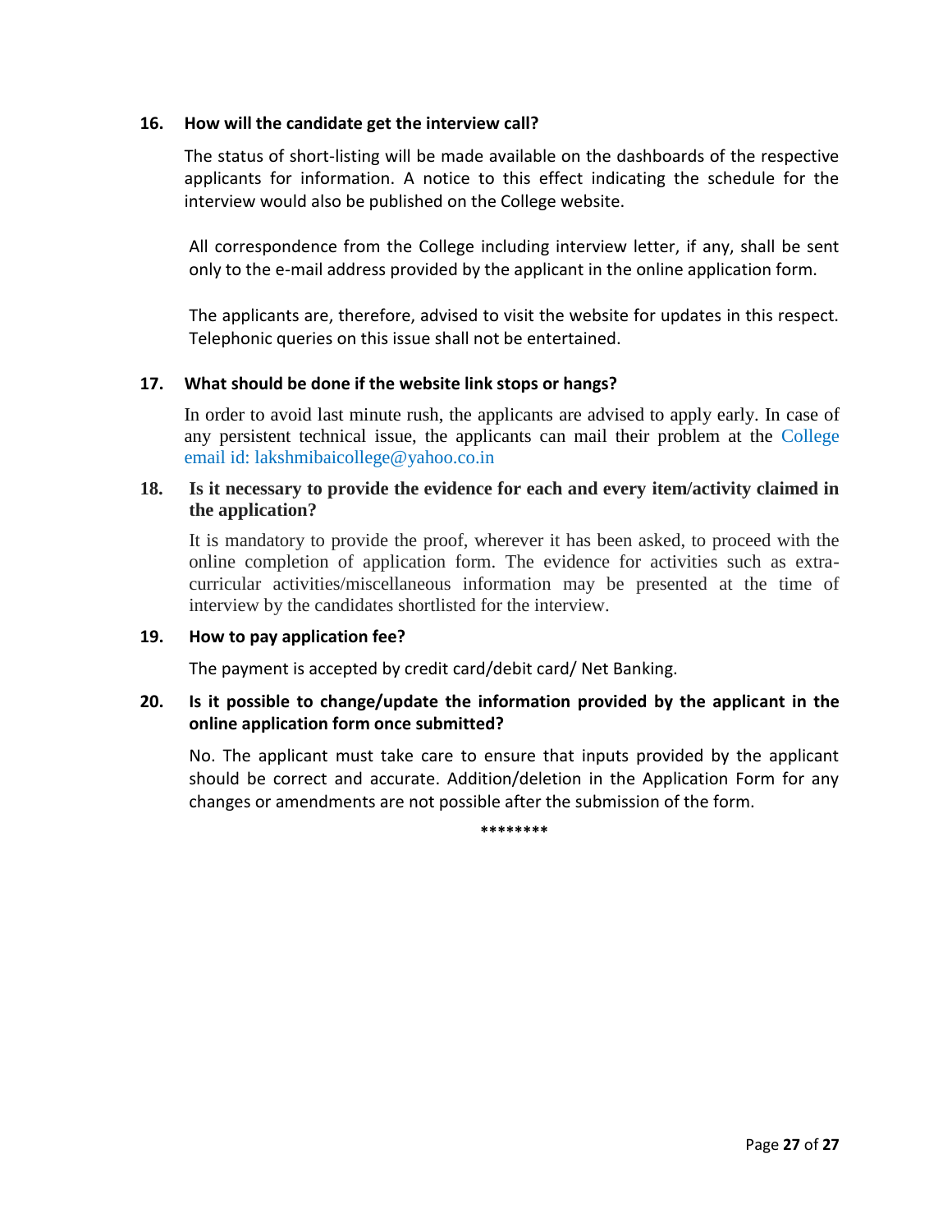**16. How will the candidate get the interview call?**

The status of short-listing will be made available on the dashboards of the respective applicants for information. A notice to this effect indicating the schedule for the interview would also be published on the College website.

All correspondence from the College including interview letter, if any, shall be sent only to the e-mail address provided by the applicant in the online application form.

The applicants are, therefore, advised to visit the website for updates in this respect. Telephonic queries on this issue shall not be entertained.

**17. What should be done if the website link stops or hangs?**

In order to avoid last minute rush, the applicants are advised to apply early. In case of any persistent technical issue, the applicants can mail their problem at the College email id: lakshmibaicollege@yahoo.co.in

**18. Is it necessary to provide the evidence for each and every item/activity claimed in the application?**

It is mandatory to provide the proof, wherever it has been asked, to proceed with the online completion of application form. The evidence for activities such as extra-curricular activities/miscellaneous information may be presented at the time of interview by the candidates shortlisted for the interview.

**19. How to pay application fee?**

The payment is accepted by credit card/debit card/ Net Banking.

**20. Is it possible to change/update the information provided by the applicant in the online application form once submitted?**

No. The applicant must take care to ensure that inputs provided by the applicant should be correct and accurate. Addition/deletion in the Application Form for any changes or amendments are not possible after the submission of the form.

********